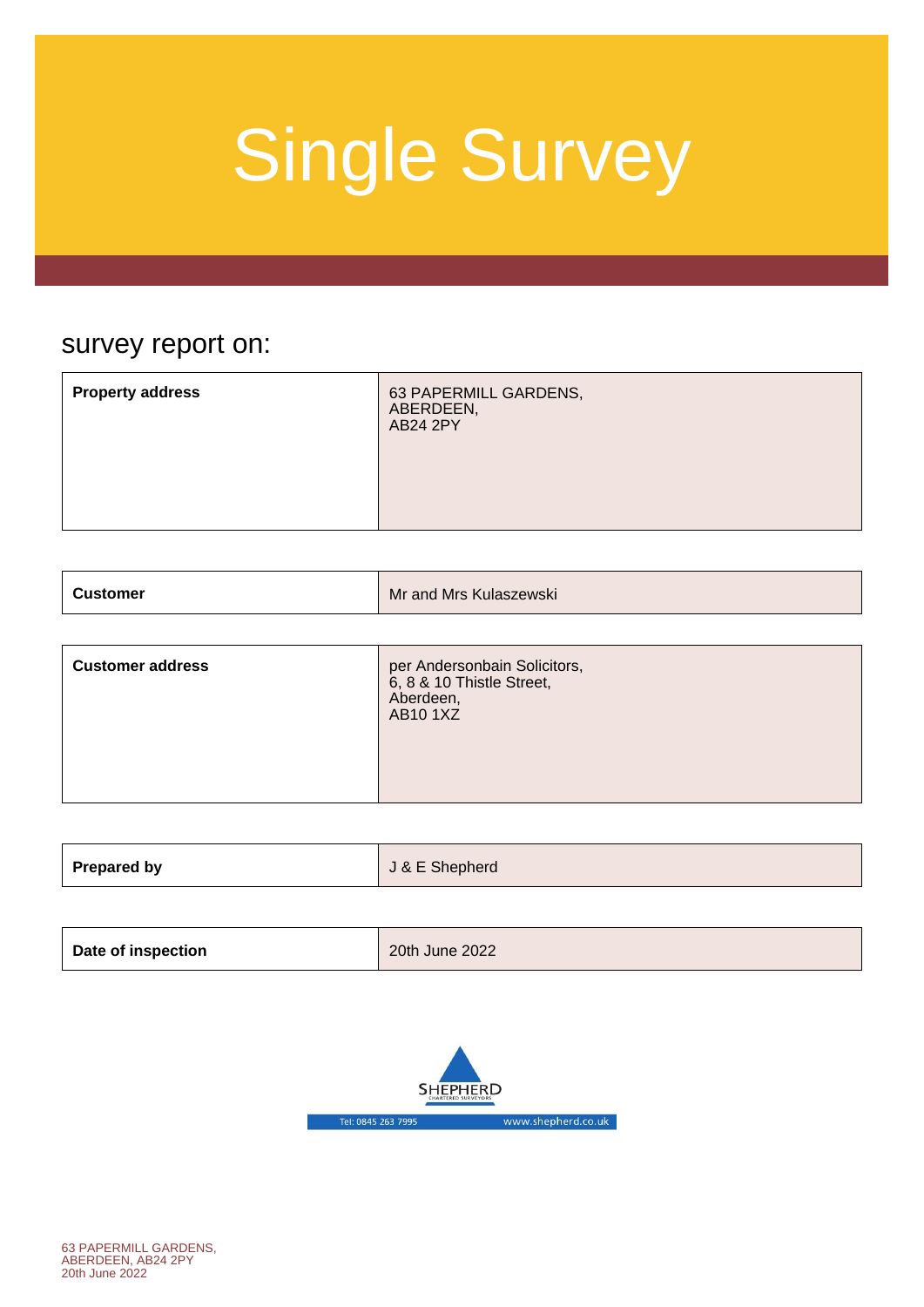# Single Survey

## survey report on:

| | |
|---|---|
| **Property address** | 63 PAPERMILL GARDENS,<br>ABERDEEN,<br>AB24 2PY |

| | |
|---|---|
| **Customer** | Mr and Mrs Kulaszewski |

| | |
|---|---|
| **Customer address** | per Andersonbain Solicitors,<br>6, 8 & 10 Thistle Street,<br>Aberdeen,<br>AB10 1XZ |

| | |
|---|---|
| **Prepared by** | J & E Shepherd |

| | |
|---|---|
| **Date of inspection** | 20th June 2022 |

SHEPHERD
CHARTERED SURVEYORS

Tel: 0845 263 7995 www.shepherd.co.uk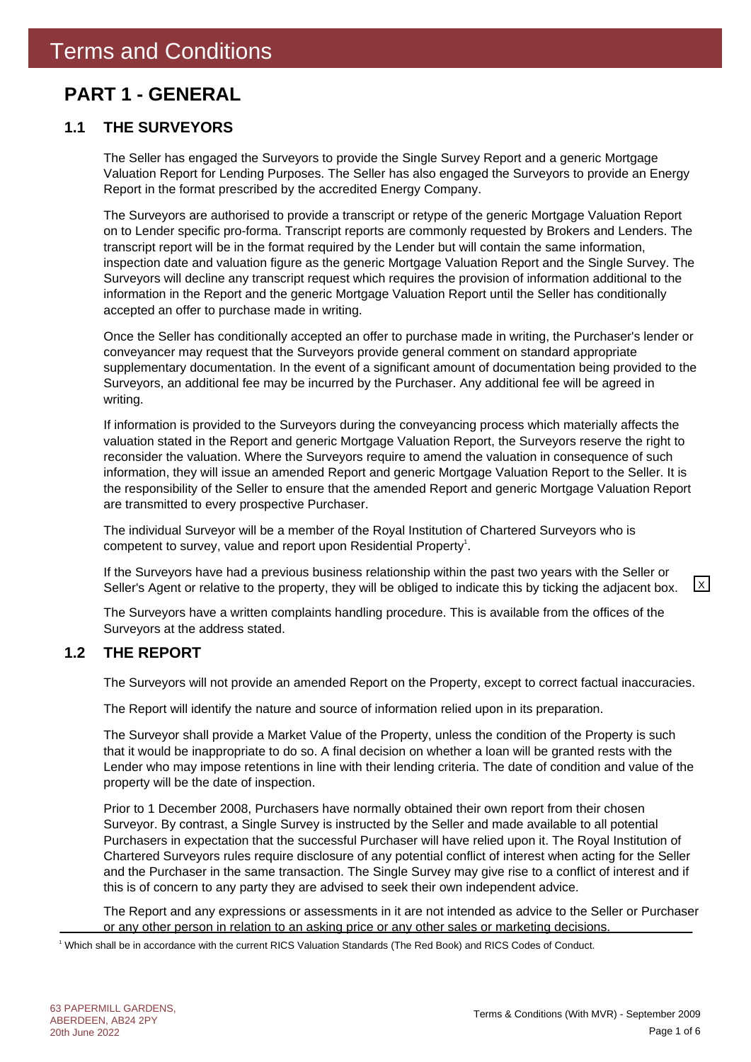# Terms and Conditions

## PART 1 - GENERAL

### 1.1 THE SURVEYORS

The Seller has engaged the Surveyors to provide the Single Survey Report and a generic Mortgage Valuation Report for Lending Purposes. The Seller has also engaged the Surveyors to provide an Energy Report in the format prescribed by the accredited Energy Company.

The Surveyors are authorised to provide a transcript or retype of the generic Mortgage Valuation Report on to Lender specific pro-forma. Transcript reports are commonly requested by Brokers and Lenders. The transcript report will be in the format required by the Lender but will contain the same information, inspection date and valuation figure as the generic Mortgage Valuation Report and the Single Survey. The Surveyors will decline any transcript request which requires the provision of information additional to the information in the Report and the generic Mortgage Valuation Report until the Seller has conditionally accepted an offer to purchase made in writing.

Once the Seller has conditionally accepted an offer to purchase made in writing, the Purchaser's lender or conveyancer may request that the Surveyors provide general comment on standard appropriate supplementary documentation. In the event of a significant amount of documentation being provided to the Surveyors, an additional fee may be incurred by the Purchaser. Any additional fee will be agreed in writing.

If information is provided to the Surveyors during the conveyancing process which materially affects the valuation stated in the Report and generic Mortgage Valuation Report, the Surveyors reserve the right to reconsider the valuation. Where the Surveyors require to amend the valuation in consequence of such information, they will issue an amended Report and generic Mortgage Valuation Report to the Seller. It is the responsibility of the Seller to ensure that the amended Report and generic Mortgage Valuation Report are transmitted to every prospective Purchaser.

The individual Surveyor will be a member of the Royal Institution of Chartered Surveyors who is competent to survey, value and report upon Residential Property[1].

If the Surveyors have had a previous business relationship within the past two years with the Seller or Seller's Agent or relative to the property, they will be obliged to indicate this by ticking the adjacent box. [X]

The Surveyors have a written complaints handling procedure. This is available from the offices of the Surveyors at the address stated.

### 1.2 THE REPORT

The Surveyors will not provide an amended Report on the Property, except to correct factual inaccuracies.

The Report will identify the nature and source of information relied upon in its preparation.

The Surveyor shall provide a Market Value of the Property, unless the condition of the Property is such that it would be inappropriate to do so. A final decision on whether a loan will be granted rests with the Lender who may impose retentions in line with their lending criteria. The date of condition and value of the property will be the date of inspection.

Prior to 1 December 2008, Purchasers have normally obtained their own report from their chosen Surveyor. By contrast, a Single Survey is instructed by the Seller and made available to all potential Purchasers in expectation that the successful Purchaser will have relied upon it. The Royal Institution of Chartered Surveyors rules require disclosure of any potential conflict of interest when acting for the Seller and the Purchaser in the same transaction. The Single Survey may give rise to a conflict of interest and if this is of concern to any party they are advised to seek their own independent advice.

The Report and any expressions or assessments in it are not intended as advice to the Seller or Purchaser or any other person in relation to an asking price or any other sales or marketing decisions.

---

[1] Which shall be in accordance with the current RICS Valuation Standards (The Red Book) and RICS Codes of Conduct.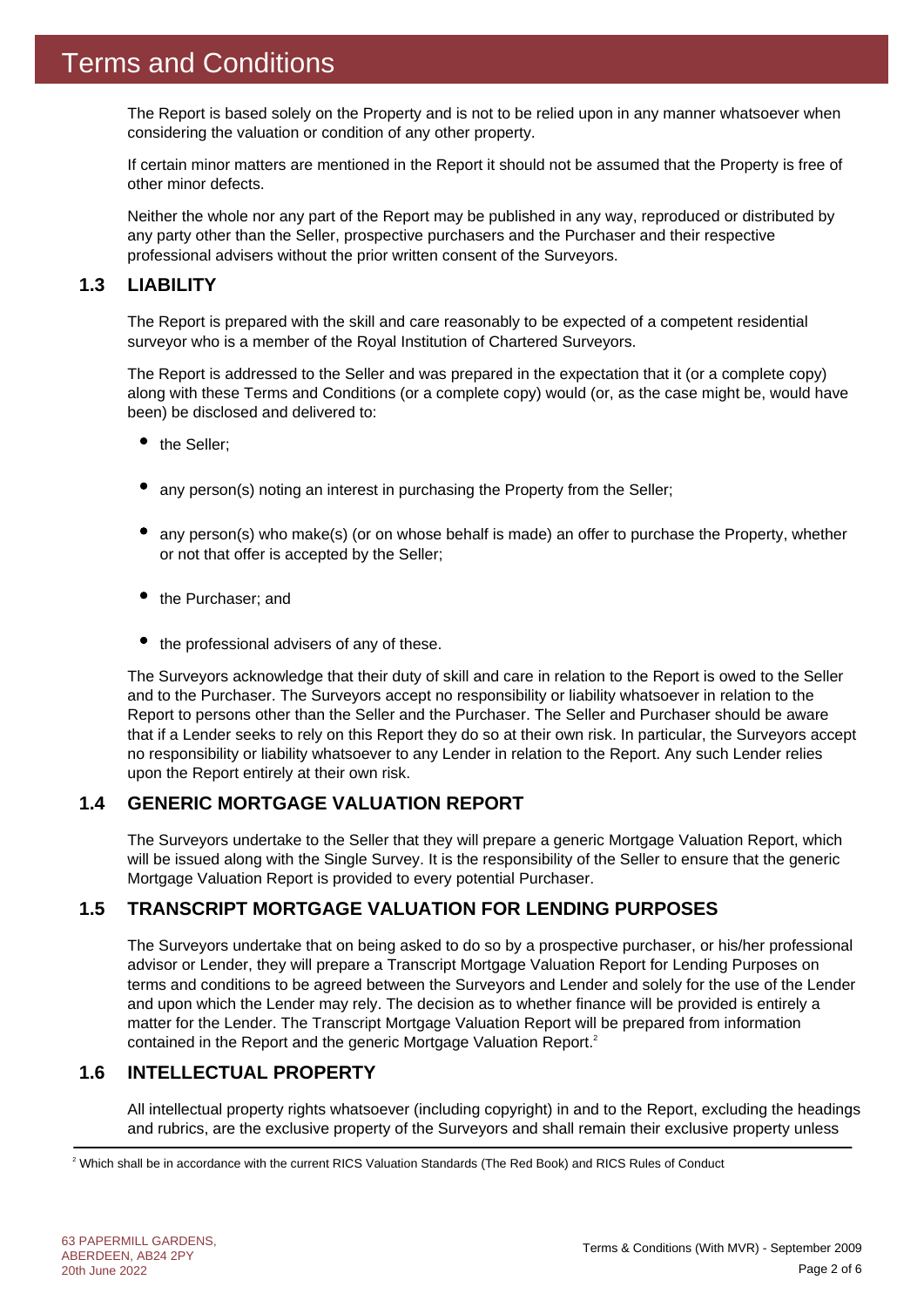# Terms and Conditions

The Report is based solely on the Property and is not to be relied upon in any manner whatsoever when considering the valuation or condition of any other property.

If certain minor matters are mentioned in the Report it should not be assumed that the Property is free of other minor defects.

Neither the whole nor any part of the Report may be published in any way, reproduced or distributed by any party other than the Seller, prospective purchasers and the Purchaser and their respective professional advisers without the prior written consent of the Surveyors.

## 1.3 LIABILITY

The Report is prepared with the skill and care reasonably to be expected of a competent residential surveyor who is a member of the Royal Institution of Chartered Surveyors.

The Report is addressed to the Seller and was prepared in the expectation that it (or a complete copy) along with these Terms and Conditions (or a complete copy) would (or, as the case might be, would have been) be disclosed and delivered to:

- the Seller;
- any person(s) noting an interest in purchasing the Property from the Seller;
- any person(s) who make(s) (or on whose behalf is made) an offer to purchase the Property, whether or not that offer is accepted by the Seller;
- the Purchaser; and
- the professional advisers of any of these.

The Surveyors acknowledge that their duty of skill and care in relation to the Report is owed to the Seller and to the Purchaser. The Surveyors accept no responsibility or liability whatsoever in relation to the Report to persons other than the Seller and the Purchaser. The Seller and Purchaser should be aware that if a Lender seeks to rely on this Report they do so at their own risk. In particular, the Surveyors accept no responsibility or liability whatsoever to any Lender in relation to the Report. Any such Lender relies upon the Report entirely at their own risk.

## 1.4 GENERIC MORTGAGE VALUATION REPORT

The Surveyors undertake to the Seller that they will prepare a generic Mortgage Valuation Report, which will be issued along with the Single Survey. It is the responsibility of the Seller to ensure that the generic Mortgage Valuation Report is provided to every potential Purchaser.

## 1.5 TRANSCRIPT MORTGAGE VALUATION FOR LENDING PURPOSES

The Surveyors undertake that on being asked to do so by a prospective purchaser, or his/her professional advisor or Lender, they will prepare a Transcript Mortgage Valuation Report for Lending Purposes on terms and conditions to be agreed between the Surveyors and Lender and solely for the use of the Lender and upon which the Lender may rely. The decision as to whether finance will be provided is entirely a matter for the Lender. The Transcript Mortgage Valuation Report will be prepared from information contained in the Report and the generic Mortgage Valuation Report.[2]

## 1.6 INTELLECTUAL PROPERTY

All intellectual property rights whatsoever (including copyright) in and to the Report, excluding the headings and rubrics, are the exclusive property of the Surveyors and shall remain their exclusive property unless

[2] Which shall be in accordance with the current RICS Valuation Standards (The Red Book) and RICS Rules of Conduct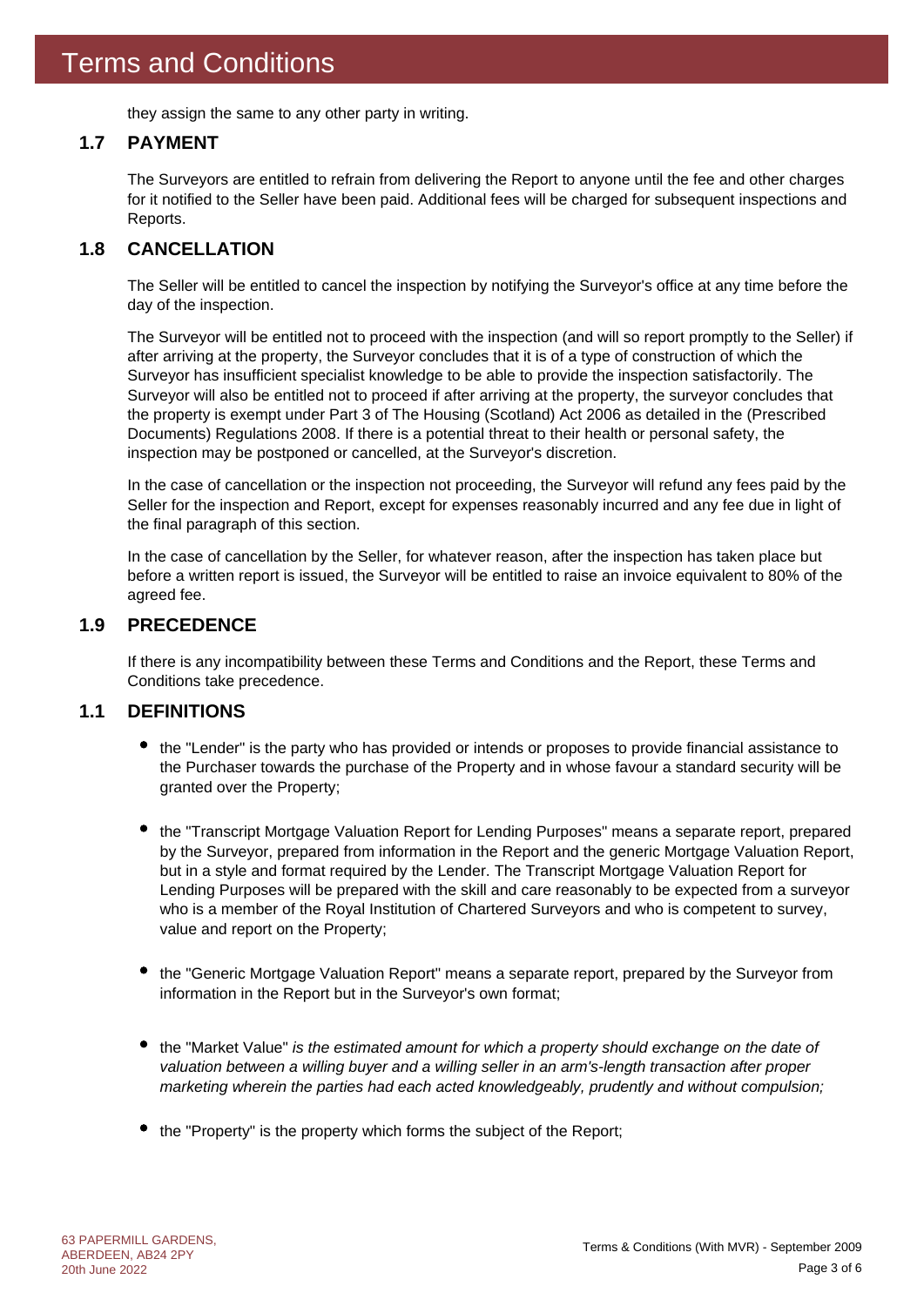# Terms and Conditions

they assign the same to any other party in writing.

## 1.7 PAYMENT

The Surveyors are entitled to refrain from delivering the Report to anyone until the fee and other charges for it notified to the Seller have been paid. Additional fees will be charged for subsequent inspections and Reports.

## 1.8 CANCELLATION

The Seller will be entitled to cancel the inspection by notifying the Surveyor's office at any time before the day of the inspection.

The Surveyor will be entitled not to proceed with the inspection (and will so report promptly to the Seller) if after arriving at the property, the Surveyor concludes that it is of a type of construction of which the Surveyor has insufficient specialist knowledge to be able to provide the inspection satisfactorily. The Surveyor will also be entitled not to proceed if after arriving at the property, the surveyor concludes that the property is exempt under Part 3 of The Housing (Scotland) Act 2006 as detailed in the (Prescribed Documents) Regulations 2008. If there is a potential threat to their health or personal safety, the inspection may be postponed or cancelled, at the Surveyor's discretion.

In the case of cancellation or the inspection not proceeding, the Surveyor will refund any fees paid by the Seller for the inspection and Report, except for expenses reasonably incurred and any fee due in light of the final paragraph of this section.

In the case of cancellation by the Seller, for whatever reason, after the inspection has taken place but before a written report is issued, the Surveyor will be entitled to raise an invoice equivalent to 80% of the agreed fee.

## 1.9 PRECEDENCE

If there is any incompatibility between these Terms and Conditions and the Report, these Terms and Conditions take precedence.

## 1.1 DEFINITIONS

- the "Lender" is the party who has provided or intends or proposes to provide financial assistance to the Purchaser towards the purchase of the Property and in whose favour a standard security will be granted over the Property;
- the "Transcript Mortgage Valuation Report for Lending Purposes" means a separate report, prepared by the Surveyor, prepared from information in the Report and the generic Mortgage Valuation Report, but in a style and format required by the Lender. The Transcript Mortgage Valuation Report for Lending Purposes will be prepared with the skill and care reasonably to be expected from a surveyor who is a member of the Royal Institution of Chartered Surveyors and who is competent to survey, value and report on the Property;
- the "Generic Mortgage Valuation Report" means a separate report, prepared by the Surveyor from information in the Report but in the Surveyor's own format;
- the "Market Value" *is the estimated amount for which a property should exchange on the date of valuation between a willing buyer and a willing seller in an arm's-length transaction after proper marketing wherein the parties had each acted knowledgeably, prudently and without compulsion;*
- the "Property" is the property which forms the subject of the Report;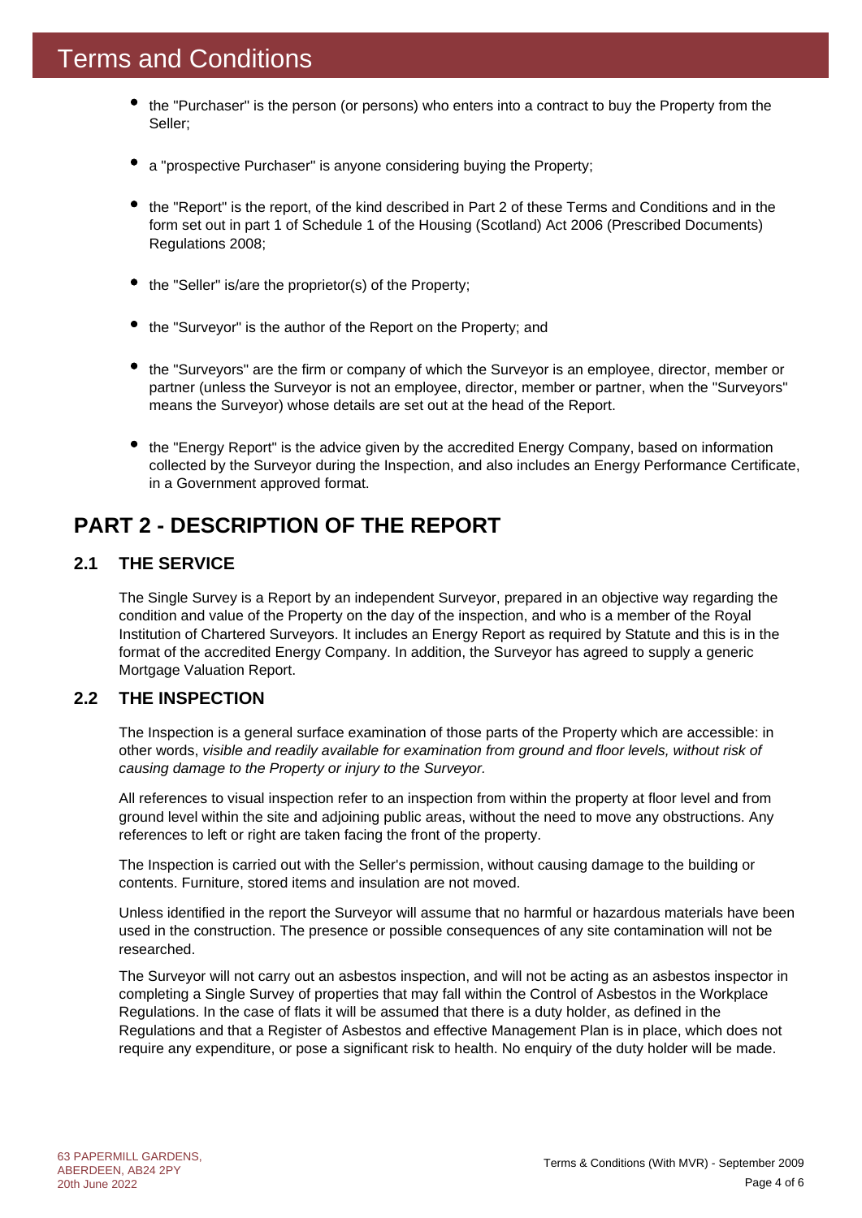# Terms and Conditions

- the "Purchaser" is the person (or persons) who enters into a contract to buy the Property from the Seller;
- a "prospective Purchaser" is anyone considering buying the Property;
- the "Report" is the report, of the kind described in Part 2 of these Terms and Conditions and in the form set out in part 1 of Schedule 1 of the Housing (Scotland) Act 2006 (Prescribed Documents) Regulations 2008;
- the "Seller" is/are the proprietor(s) of the Property;
- the "Surveyor" is the author of the Report on the Property; and
- the "Surveyors" are the firm or company of which the Surveyor is an employee, director, member or partner (unless the Surveyor is not an employee, director, member or partner, when the "Surveyors" means the Surveyor) whose details are set out at the head of the Report.
- the "Energy Report" is the advice given by the accredited Energy Company, based on information collected by the Surveyor during the Inspection, and also includes an Energy Performance Certificate, in a Government approved format.

## PART 2 - DESCRIPTION OF THE REPORT

### 2.1 THE SERVICE

The Single Survey is a Report by an independent Surveyor, prepared in an objective way regarding the condition and value of the Property on the day of the inspection, and who is a member of the Royal Institution of Chartered Surveyors. It includes an Energy Report as required by Statute and this is in the format of the accredited Energy Company. In addition, the Surveyor has agreed to supply a generic Mortgage Valuation Report.

### 2.2 THE INSPECTION

The Inspection is a general surface examination of those parts of the Property which are accessible: in other words, *visible and readily available for examination from ground and floor levels, without risk of causing damage to the Property or injury to the Surveyor.*

All references to visual inspection refer to an inspection from within the property at floor level and from ground level within the site and adjoining public areas, without the need to move any obstructions. Any references to left or right are taken facing the front of the property.

The Inspection is carried out with the Seller's permission, without causing damage to the building or contents. Furniture, stored items and insulation are not moved.

Unless identified in the report the Surveyor will assume that no harmful or hazardous materials have been used in the construction. The presence or possible consequences of any site contamination will not be researched.

The Surveyor will not carry out an asbestos inspection, and will not be acting as an asbestos inspector in completing a Single Survey of properties that may fall within the Control of Asbestos in the Workplace Regulations. In the case of flats it will be assumed that there is a duty holder, as defined in the Regulations and that a Register of Asbestos and effective Management Plan is in place, which does not require any expenditure, or pose a significant risk to health. No enquiry of the duty holder will be made.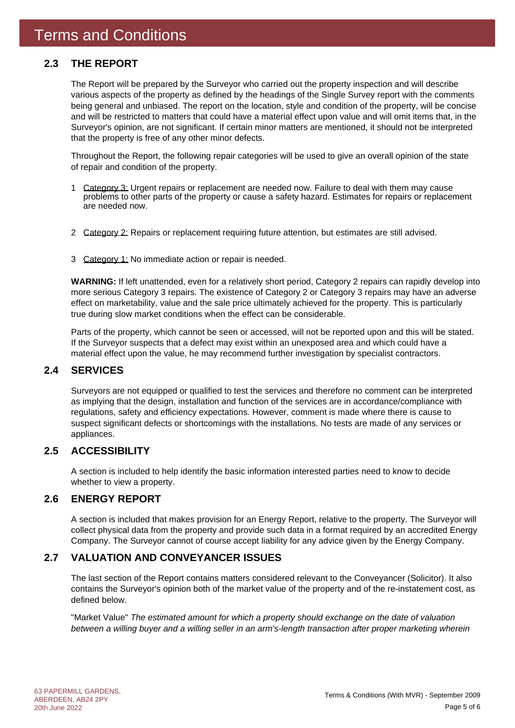# Terms and Conditions

## 2.3 THE REPORT

The Report will be prepared by the Surveyor who carried out the property inspection and will describe various aspects of the property as defined by the headings of the Single Survey report with the comments being general and unbiased. The report on the location, style and condition of the property, will be concise and will be restricted to matters that could have a material effect upon value and will omit items that, in the Surveyor's opinion, are not significant. If certain minor matters are mentioned, it should not be interpreted that the property is free of any other minor defects.

Throughout the Report, the following repair categories will be used to give an overall opinion of the state of repair and condition of the property.

1. Category 3: Urgent repairs or replacement are needed now. Failure to deal with them may cause problems to other parts of the property or cause a safety hazard. Estimates for repairs or replacement are needed now.

2. Category 2: Repairs or replacement requiring future attention, but estimates are still advised.

3. Category 1: No immediate action or repair is needed.

**WARNING:** If left unattended, even for a relatively short period, Category 2 repairs can rapidly develop into more serious Category 3 repairs. The existence of Category 2 or Category 3 repairs may have an adverse effect on marketability, value and the sale price ultimately achieved for the property. This is particularly true during slow market conditions when the effect can be considerable.

Parts of the property, which cannot be seen or accessed, will not be reported upon and this will be stated. If the Surveyor suspects that a defect may exist within an unexposed area and which could have a material effect upon the value, he may recommend further investigation by specialist contractors.

## 2.4 SERVICES

Surveyors are not equipped or qualified to test the services and therefore no comment can be interpreted as implying that the design, installation and function of the services are in accordance/compliance with regulations, safety and efficiency expectations. However, comment is made where there is cause to suspect significant defects or shortcomings with the installations. No tests are made of any services or appliances.

## 2.5 ACCESSIBILITY

A section is included to help identify the basic information interested parties need to know to decide whether to view a property.

## 2.6 ENERGY REPORT

A section is included that makes provision for an Energy Report, relative to the property. The Surveyor will collect physical data from the property and provide such data in a format required by an accredited Energy Company. The Surveyor cannot of course accept liability for any advice given by the Energy Company.

## 2.7 VALUATION AND CONVEYANCER ISSUES

The last section of the Report contains matters considered relevant to the Conveyancer (Solicitor). It also contains the Surveyor's opinion both of the market value of the property and of the re-instatement cost, as defined below.

"Market Value" *The estimated amount for which a property should exchange on the date of valuation between a willing buyer and a willing seller in an arm's-length transaction after proper marketing wherein*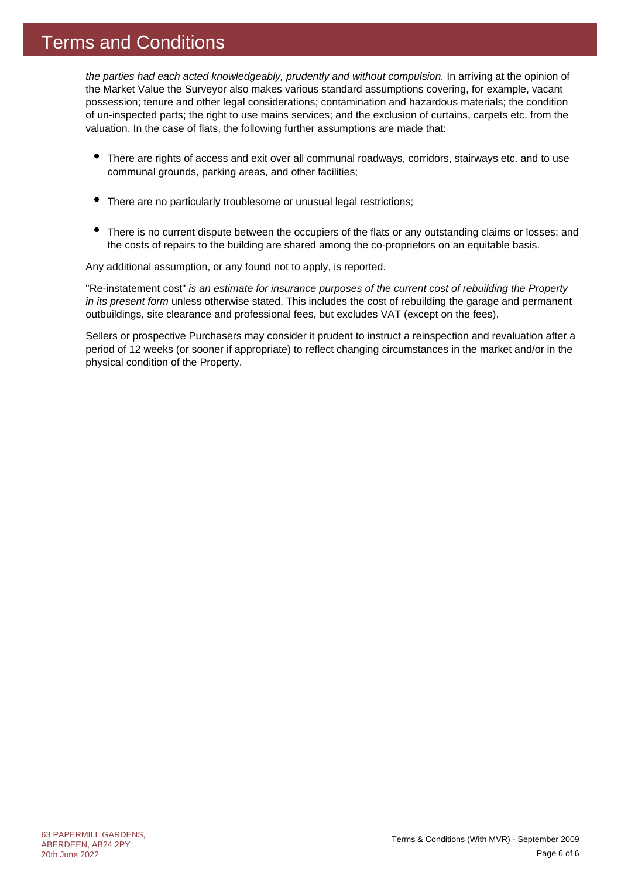# Terms and Conditions

*the parties had each acted knowledgeably, prudently and without compulsion.* In arriving at the opinion of the Market Value the Surveyor also makes various standard assumptions covering, for example, vacant possession; tenure and other legal considerations; contamination and hazardous materials; the condition of un-inspected parts; the right to use mains services; and the exclusion of curtains, carpets etc. from the valuation. In the case of flats, the following further assumptions are made that:

- There are rights of access and exit over all communal roadways, corridors, stairways etc. and to use communal grounds, parking areas, and other facilities;
- There are no particularly troublesome or unusual legal restrictions;
- There is no current dispute between the occupiers of the flats or any outstanding claims or losses; and the costs of repairs to the building are shared among the co-proprietors on an equitable basis.

Any additional assumption, or any found not to apply, is reported.

"Re-instatement cost" *is an estimate for insurance purposes of the current cost of rebuilding the Property in its present form* unless otherwise stated. This includes the cost of rebuilding the garage and permanent outbuildings, site clearance and professional fees, but excludes VAT (except on the fees).

Sellers or prospective Purchasers may consider it prudent to instruct a reinspection and revaluation after a period of 12 weeks (or sooner if appropriate) to reflect changing circumstances in the market and/or in the physical condition of the Property.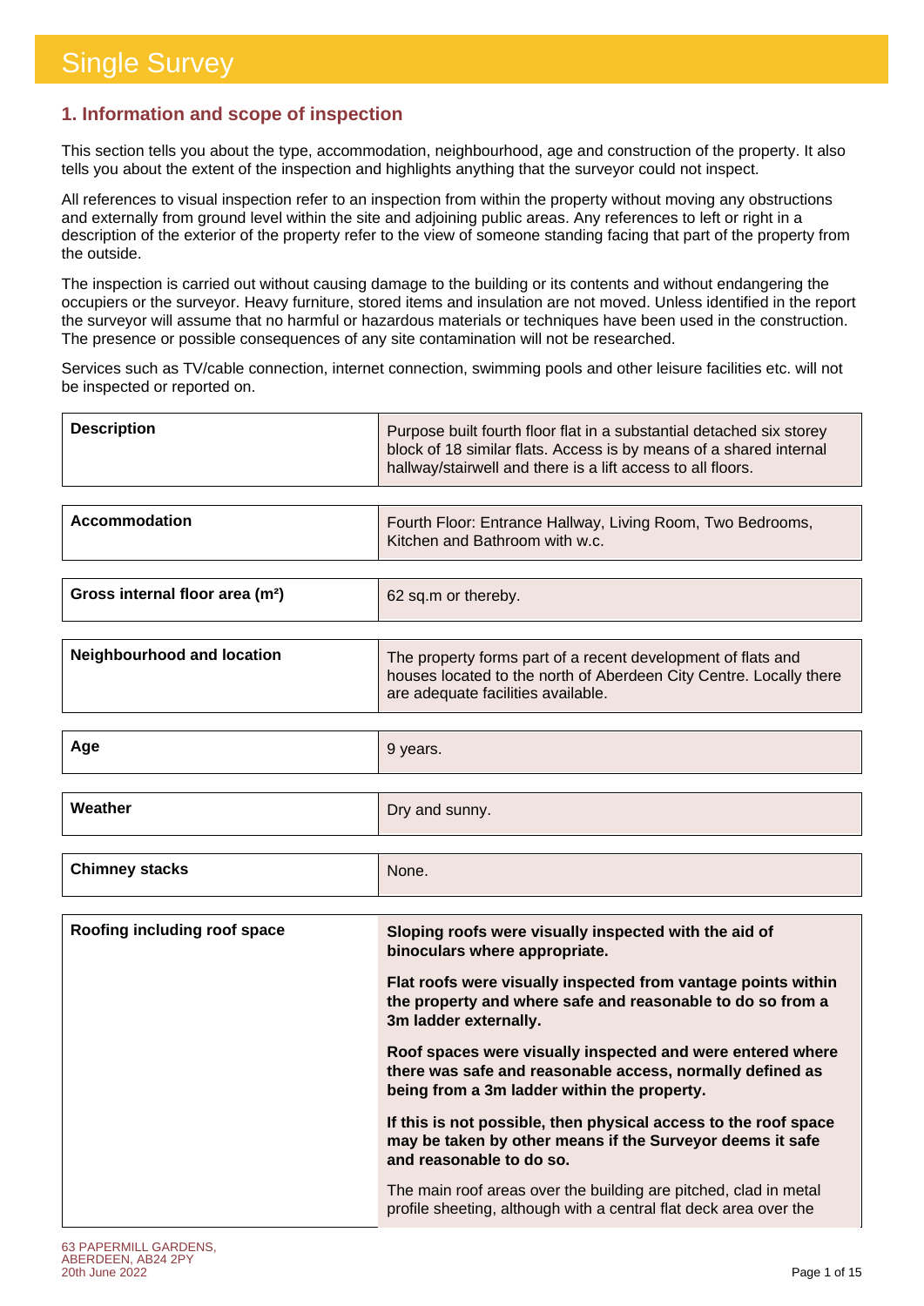# Single Survey

## 1. Information and scope of inspection

This section tells you about the type, accommodation, neighbourhood, age and construction of the property. It also tells you about the extent of the inspection and highlights anything that the surveyor could not inspect.

All references to visual inspection refer to an inspection from within the property without moving any obstructions and externally from ground level within the site and adjoining public areas. Any references to left or right in a description of the exterior of the property refer to the view of someone standing facing that part of the property from the outside.

The inspection is carried out without causing damage to the building or its contents and without endangering the occupiers or the surveyor. Heavy furniture, stored items and insulation are not moved. Unless identified in the report the surveyor will assume that no harmful or hazardous materials or techniques have been used in the construction. The presence or possible consequences of any site contamination will not be researched.

Services such as TV/cable connection, internet connection, swimming pools and other leisure facilities etc. will not be inspected or reported on.

| | |
|---|---|
| **Description** | Purpose built fourth floor flat in a substantial detached six storey block of 18 similar flats. Access is by means of a shared internal hallway/stairwell and there is a lift access to all floors. |
| **Accommodation** | Fourth Floor: Entrance Hallway, Living Room, Two Bedrooms, Kitchen and Bathroom with w.c. |
| **Gross internal floor area ($m^2$)** | 62 sq.m or thereby. |
| **Neighbourhood and location** | The property forms part of a recent development of flats and houses located to the north of Aberdeen City Centre. Locally there are adequate facilities available. |
| **Age** | 9 years. |
| **Weather** | Dry and sunny. |
| **Chimney stacks** | None. |
| **Roofing including roof space** | **Sloping roofs were visually inspected with the aid of binoculars where appropriate.**<br><br>**Flat roofs were visually inspected from vantage points within the property and where safe and reasonable to do so from a 3m ladder externally.**<br><br>**Roof spaces were visually inspected and were entered where there was safe and reasonable access, normally defined as being from a 3m ladder within the property.**<br><br>**If this is not possible, then physical access to the roof space may be taken by other means if the Surveyor deems it safe and reasonable to do so.**<br><br>The main roof areas over the building are pitched, clad in metal profile sheeting, although with a central flat deck area over the |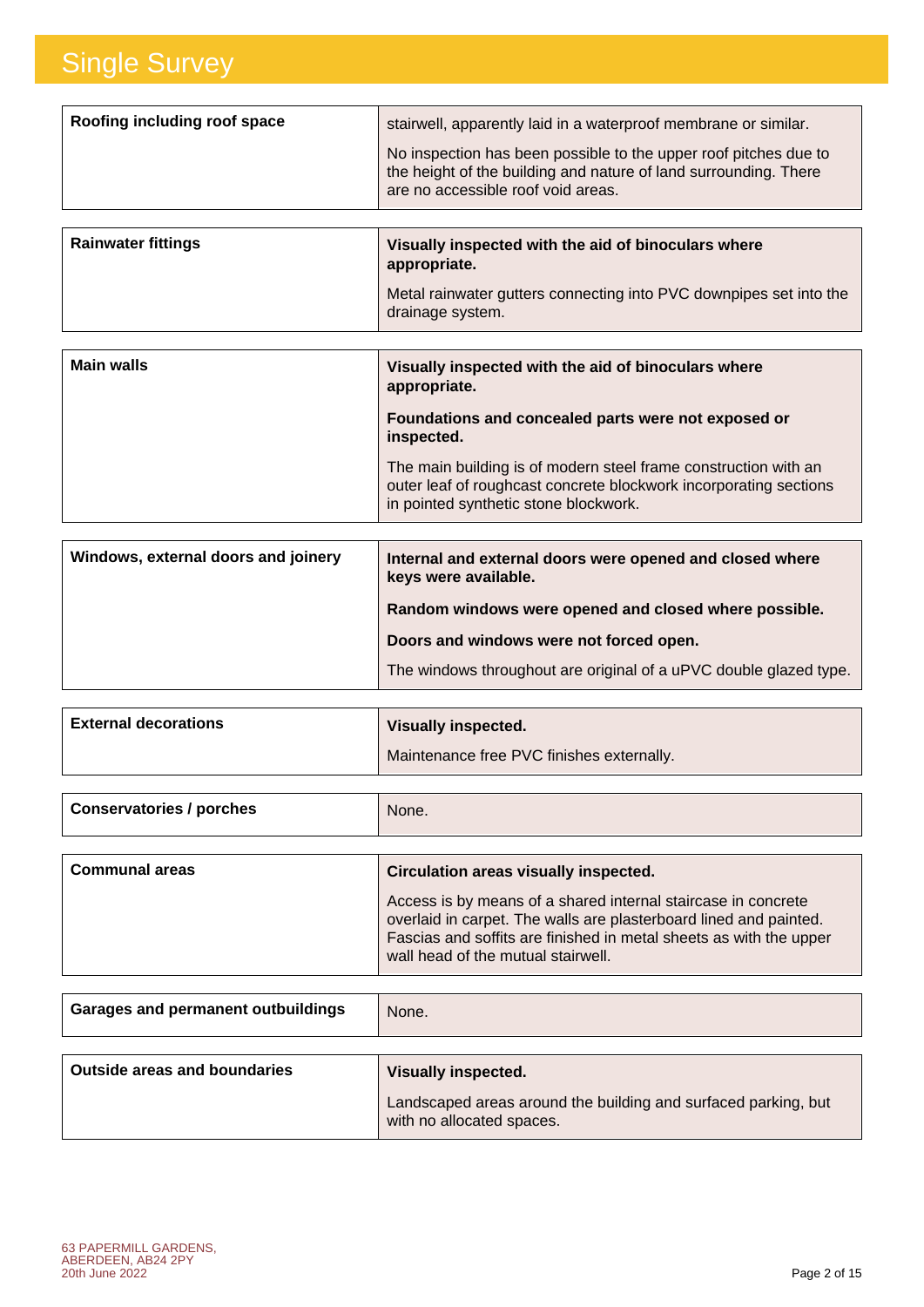| Roofing including roof space | stairwell, apparently laid in a waterproof membrane or similar.<br><br>No inspection has been possible to the upper roof pitches due to the height of the building and nature of land surrounding. There are no accessible roof void areas. |
|---|---|
| **Rainwater fittings** | **Visually inspected with the aid of binoculars where appropriate.**<br><br>Metal rainwater gutters connecting into PVC downpipes set into the drainage system. |
| **Main walls** | **Visually inspected with the aid of binoculars where appropriate.**<br><br>**Foundations and concealed parts were not exposed or inspected.**<br><br>The main building is of modern steel frame construction with an outer leaf of roughcast concrete blockwork incorporating sections in pointed synthetic stone blockwork. |
| **Windows, external doors and joinery** | **Internal and external doors were opened and closed where keys were available.**<br><br>**Random windows were opened and closed where possible.**<br><br>**Doors and windows were not forced open.**<br><br>The windows throughout are original of a uPVC double glazed type. |
| **External decorations** | **Visually inspected.**<br><br>Maintenance free PVC finishes externally. |
| **Conservatories / porches** | None. |
| **Communal areas** | **Circulation areas visually inspected.**<br><br>Access is by means of a shared internal staircase in concrete overlaid in carpet. The walls are plasterboard lined and painted. Fascias and soffits are finished in metal sheets as with the upper wall head of the mutual stairwell. |
| **Garages and permanent outbuildings** | None. |
| **Outside areas and boundaries** | **Visually inspected.**<br><br>Landscaped areas around the building and surfaced parking, but with no allocated spaces. |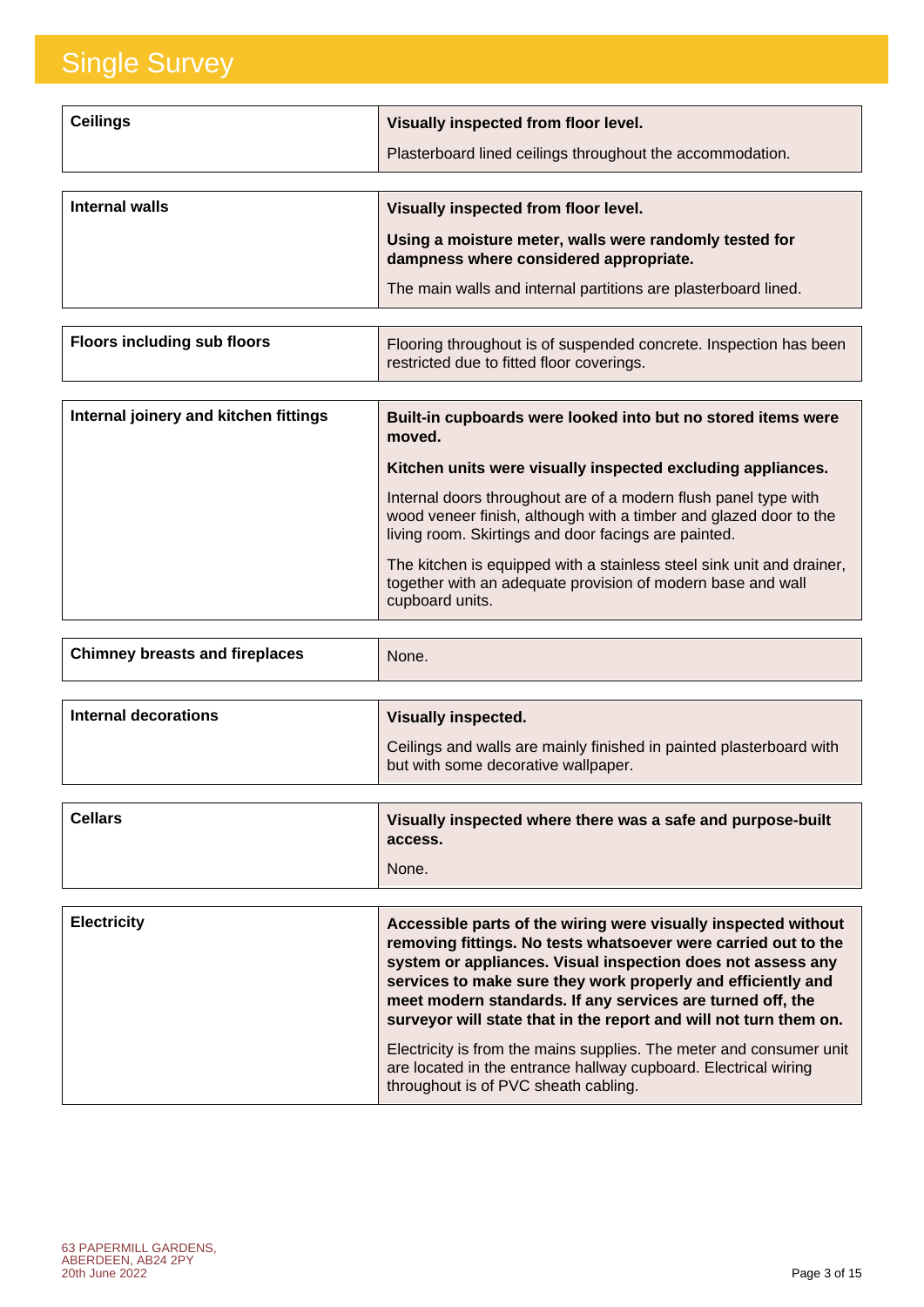# Single Survey

| Ceilings | **Visually inspected from floor level.**<br><br>Plasterboard lined ceilings throughout the accommodation. |
|---|---|

| Internal walls | **Visually inspected from floor level.**<br><br>**Using a moisture meter, walls were randomly tested for dampness where considered appropriate.**<br><br>The main walls and internal partitions are plasterboard lined. |
|---|---|

| Floors including sub floors | Flooring throughout is of suspended concrete. Inspection has been restricted due to fitted floor coverings. |
|---|---|

| Internal joinery and kitchen fittings | **Built-in cupboards were looked into but no stored items were moved.**<br><br>**Kitchen units were visually inspected excluding appliances.**<br><br>Internal doors throughout are of a modern flush panel type with wood veneer finish, although with a timber and glazed door to the living room. Skirtings and door facings are painted.<br><br>The kitchen is equipped with a stainless steel sink unit and drainer, together with an adequate provision of modern base and wall cupboard units. |
|---|---|

| Chimney breasts and fireplaces | None. |
|---|---|

| Internal decorations | **Visually inspected.**<br><br>Ceilings and walls are mainly finished in painted plasterboard with but with some decorative wallpaper. |
|---|---|

| Cellars | **Visually inspected where there was a safe and purpose-built access.**<br><br>None. |
|---|---|

| Electricity | **Accessible parts of the wiring were visually inspected without removing fittings. No tests whatsoever were carried out to the system or appliances. Visual inspection does not assess any services to make sure they work properly and efficiently and meet modern standards. If any services are turned off, the surveyor will state that in the report and will not turn them on.**<br><br>Electricity is from the mains supplies. The meter and consumer unit are located in the entrance hallway cupboard. Electrical wiring throughout is of PVC sheath cabling. |
|---|---|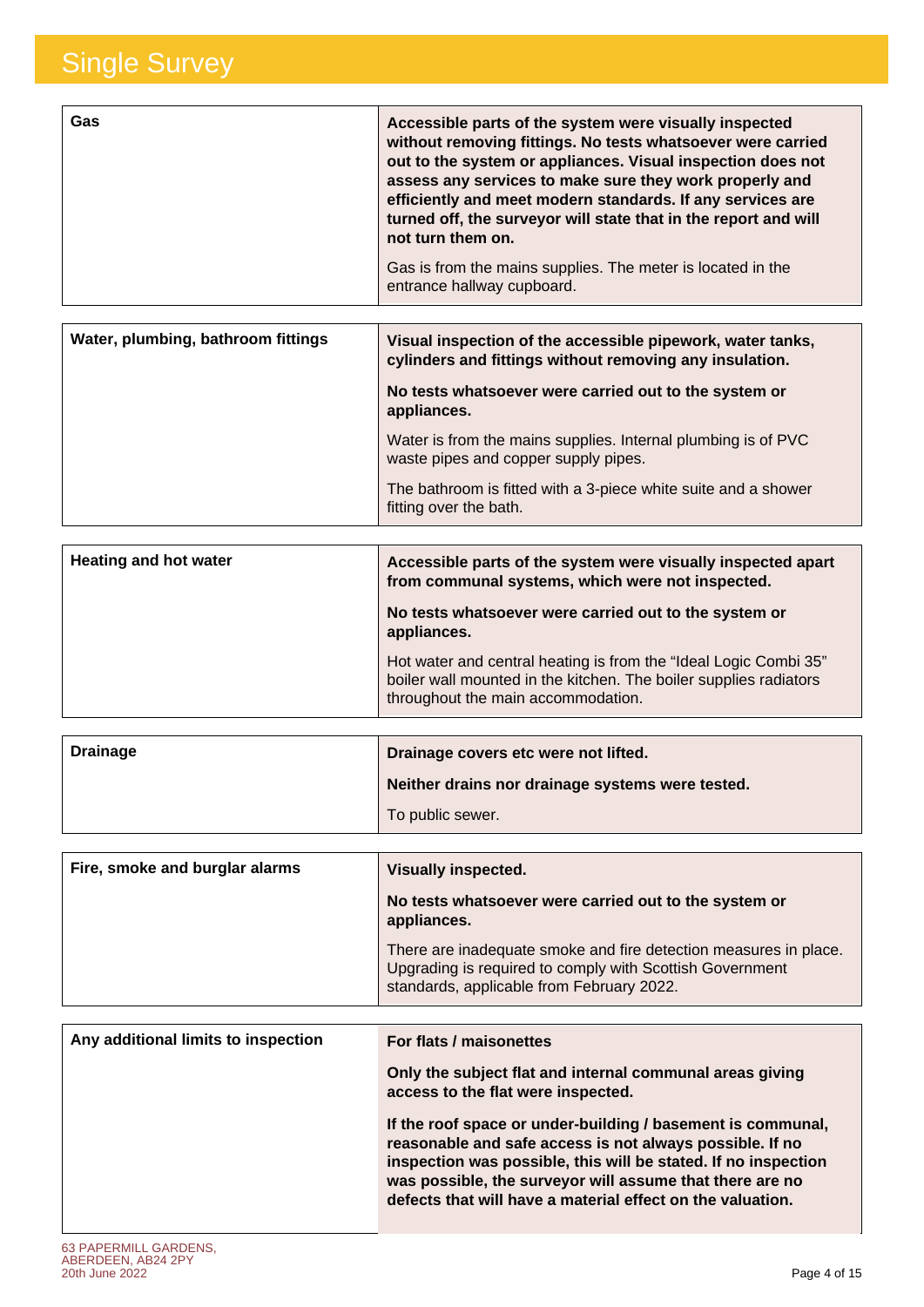# Single Survey

| Gas | **Accessible parts of the system were visually inspected without removing fittings. No tests whatsoever were carried out to the system or appliances. Visual inspection does not assess any services to make sure they work properly and efficiently and meet modern standards. If any services are turned off, the surveyor will state that in the report and will not turn them on.**<br><br>Gas is from the mains supplies. The meter is located in the entrance hallway cupboard. |
|---|---|

| Water, plumbing, bathroom fittings | **Visual inspection of the accessible pipework, water tanks, cylinders and fittings without removing any insulation.**<br><br>**No tests whatsoever were carried out to the system or appliances.**<br><br>Water is from the mains supplies. Internal plumbing is of PVC waste pipes and copper supply pipes.<br><br>The bathroom is fitted with a 3-piece white suite and a shower fitting over the bath. |
|---|---|

| Heating and hot water | **Accessible parts of the system were visually inspected apart from communal systems, which were not inspected.**<br><br>**No tests whatsoever were carried out to the system or appliances.**<br><br>Hot water and central heating is from the "Ideal Logic Combi 35" boiler wall mounted in the kitchen. The boiler supplies radiators throughout the main accommodation. |
|---|---|

| Drainage | **Drainage covers etc were not lifted.**<br><br>**Neither drains nor drainage systems were tested.**<br><br>To public sewer. |
|---|---|

| Fire, smoke and burglar alarms | **Visually inspected.**<br><br>**No tests whatsoever were carried out to the system or appliances.**<br><br>There are inadequate smoke and fire detection measures in place. Upgrading is required to comply with Scottish Government standards, applicable from February 2022. |
|---|---|

| Any additional limits to inspection | **For flats / maisonettes**<br><br>**Only the subject flat and internal communal areas giving access to the flat were inspected.**<br><br>**If the roof space or under-building / basement is communal, reasonable and safe access is not always possible. If no inspection was possible, this will be stated. If no inspection was possible, the surveyor will assume that there are no defects that will have a material effect on the valuation.** |
|---|---|

63 PAPERMILL GARDENS, ABERDEEN, AB24 2PY
20th June 2022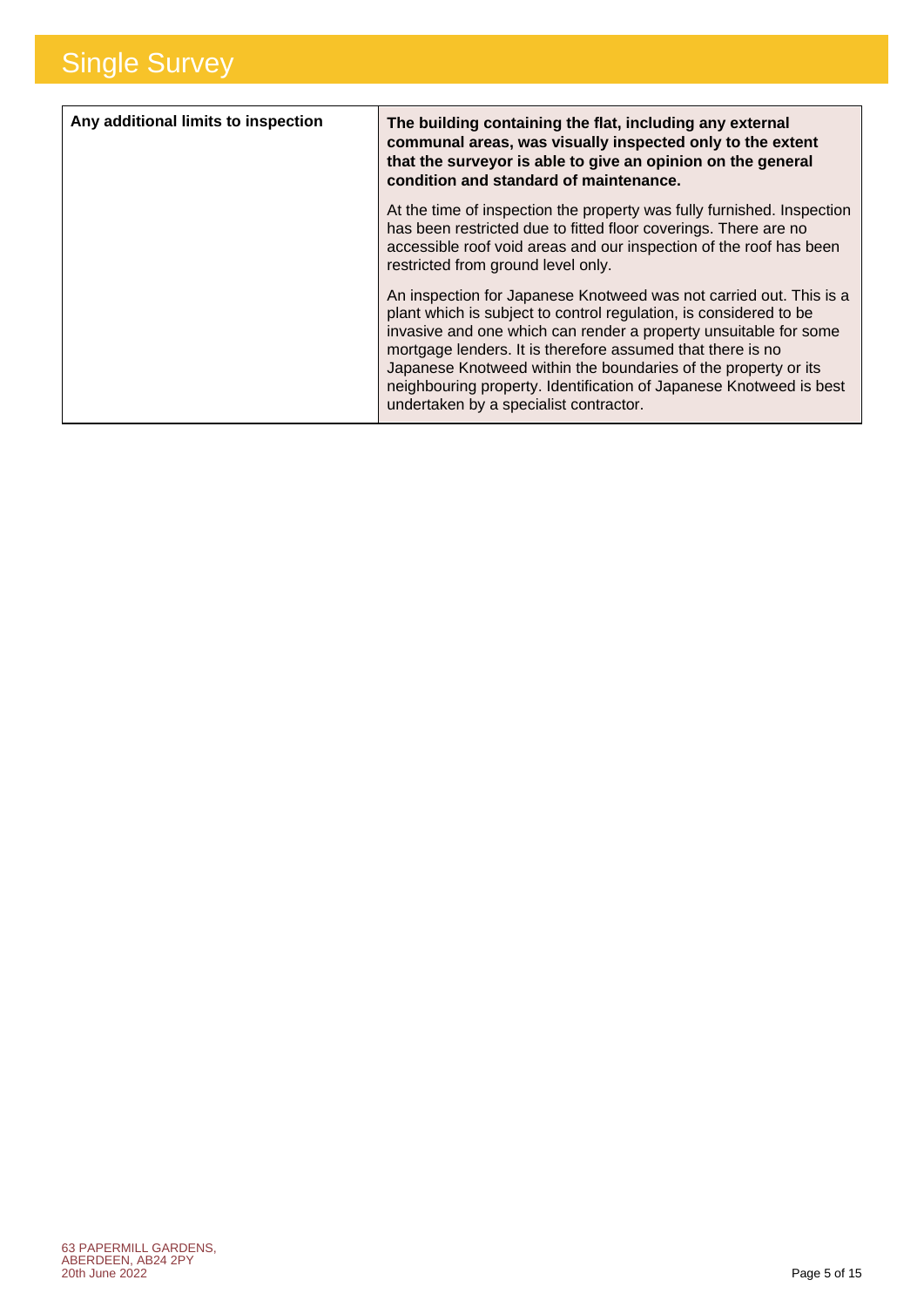| Any additional limits to inspection | **The building containing the flat, including any external communal areas, was visually inspected only to the extent that the surveyor is able to give an opinion on the general condition and standard of maintenance.**<br><br>At the time of inspection the property was fully furnished. Inspection has been restricted due to fitted floor coverings. There are no accessible roof void areas and our inspection of the roof has been restricted from ground level only.<br><br>An inspection for Japanese Knotweed was not carried out. This is a plant which is subject to control regulation, is considered to be invasive and one which can render a property unsuitable for some mortgage lenders. It is therefore assumed that there is no Japanese Knotweed within the boundaries of the property or its neighbouring property. Identification of Japanese Knotweed is best undertaken by a specialist contractor. |
|---|---|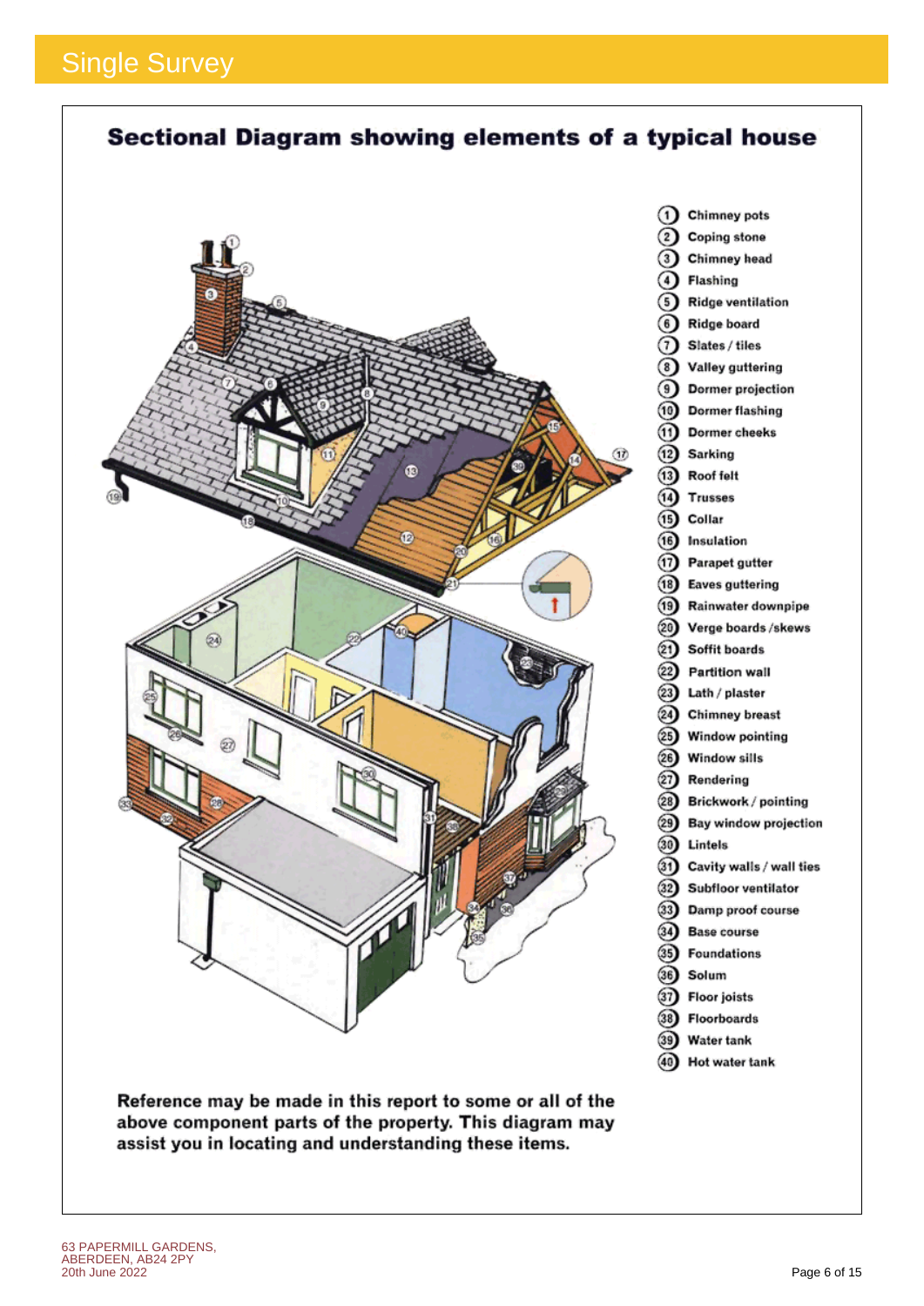# Single Survey

## Sectional Diagram showing elements of a typical house

1. Chimney pots
2. Coping stone
3. Chimney head
4. Flashing
5. Ridge ventilation
6. Ridge board
7. Slates / tiles
8. Valley guttering
9. Dormer projection
10. Dormer flashing
11. Dormer cheeks
12. Sarking
13. Roof felt
14. Trusses
15. Collar
16. Insulation
17. Parapet gutter
18. Eaves guttering
19. Rainwater downpipe
20. Verge boards /skews
21. Soffit boards
22. Partition wall
23. Lath / plaster
24. Chimney breast
25. Window pointing
26. Window sills
27. Rendering
28. Brickwork / pointing
29. Bay window projection
30. Lintels
31. Cavity walls / wall ties
32. Subfloor ventilator
33. Damp proof course
34. Base course
35. Foundations
36. Solum
37. Floor joists
38. Floorboards
39. Water tank
40. Hot water tank

**Reference may be made in this report to some or all of the above component parts of the property. This diagram may assist you in locating and understanding these items.**

63 PAPERMILL GARDENS,
ABERDEEN, AB24 2PY
20th June 2022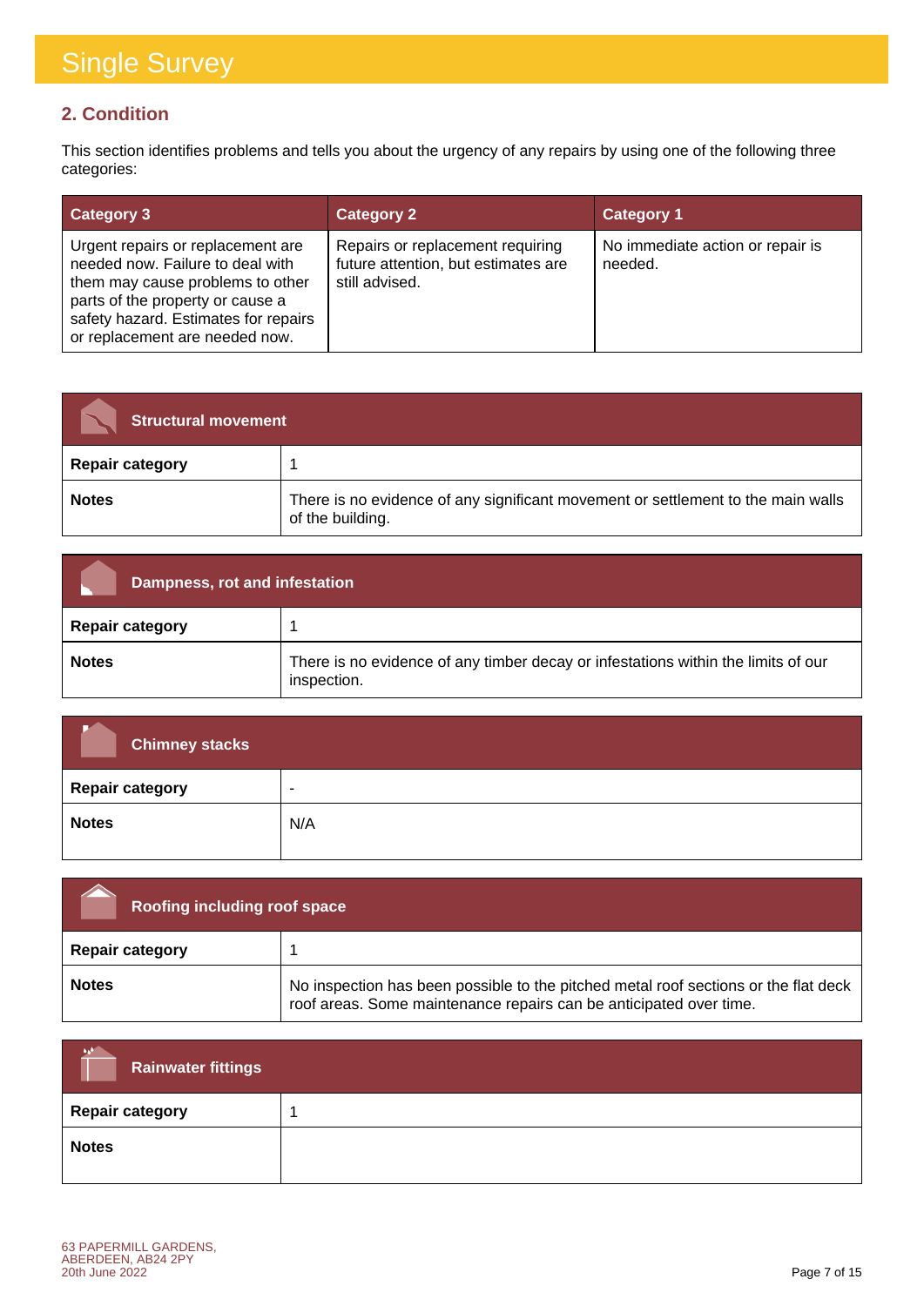# Single Survey

## 2. Condition

This section identifies problems and tells you about the urgency of any repairs by using one of the following three categories:

| Category 3 | Category 2 | Category 1 |
|---|---|---|
| Urgent repairs or replacement are needed now. Failure to deal with them may cause problems to other parts of the property or cause a safety hazard. Estimates for repairs or replacement are needed now. | Repairs or replacement requiring future attention, but estimates are still advised. | No immediate action or repair is needed. |

| Structural movement | |
|---|---|
| **Repair category** | 1 |
| **Notes** | There is no evidence of any significant movement or settlement to the main walls of the building. |

| Dampness, rot and infestation | |
|---|---|
| **Repair category** | 1 |
| **Notes** | There is no evidence of any timber decay or infestations within the limits of our inspection. |

| Chimney stacks | |
|---|---|
| **Repair category** | - |
| **Notes** | N/A |

| Roofing including roof space | |
|---|---|
| **Repair category** | 1 |
| **Notes** | No inspection has been possible to the pitched metal roof sections or the flat deck roof areas. Some maintenance repairs can be anticipated over time. |

| Rainwater fittings | |
|---|---|
| **Repair category** | 1 |
| **Notes** | |

63 PAPERMILL GARDENS,
ABERDEEN, AB24 2PY
20th June 2022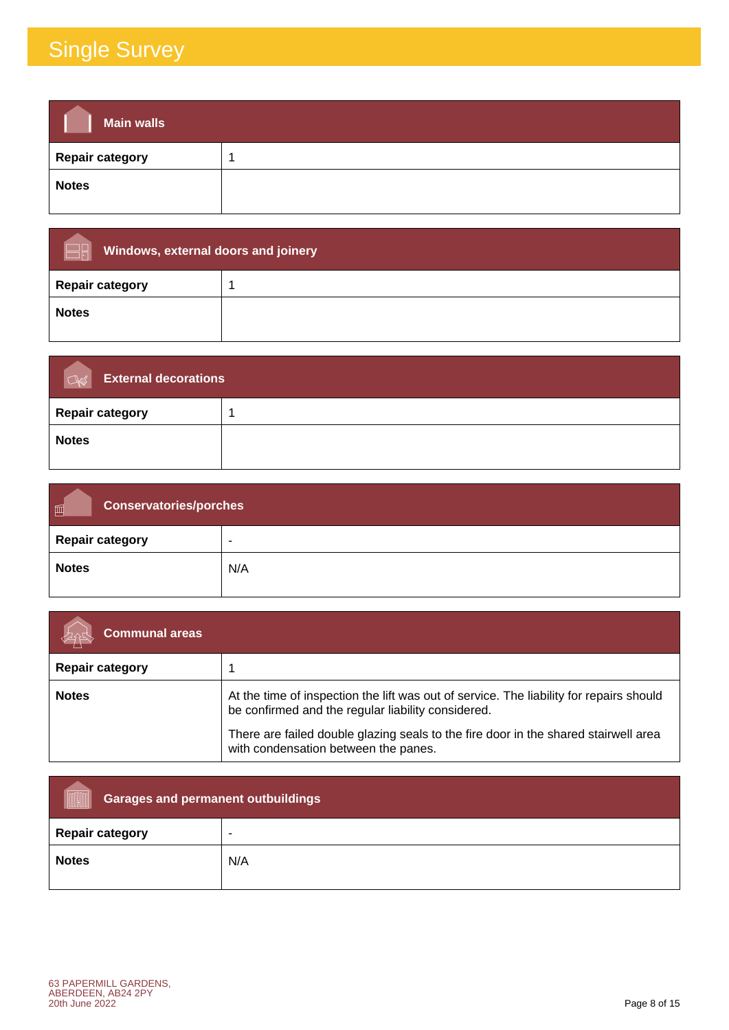# Single Survey

| Main walls | |
|---|---|
| **Repair category** | 1 |
| **Notes** | |

| Windows, external doors and joinery | |
|---|---|
| **Repair category** | 1 |
| **Notes** | |

| External decorations | |
|---|---|
| **Repair category** | 1 |
| **Notes** | |

| Conservatories/porches | |
|---|---|
| **Repair category** | - |
| **Notes** | N/A |

| Communal areas | |
|---|---|
| **Repair category** | 1 |
| **Notes** | At the time of inspection the lift was out of service. The liability for repairs should be confirmed and the regular liability considered.<br><br>There are failed double glazing seals to the fire door in the shared stairwell area with condensation between the panes. |

| Garages and permanent outbuildings | |
|---|---|
| **Repair category** | - |
| **Notes** | N/A |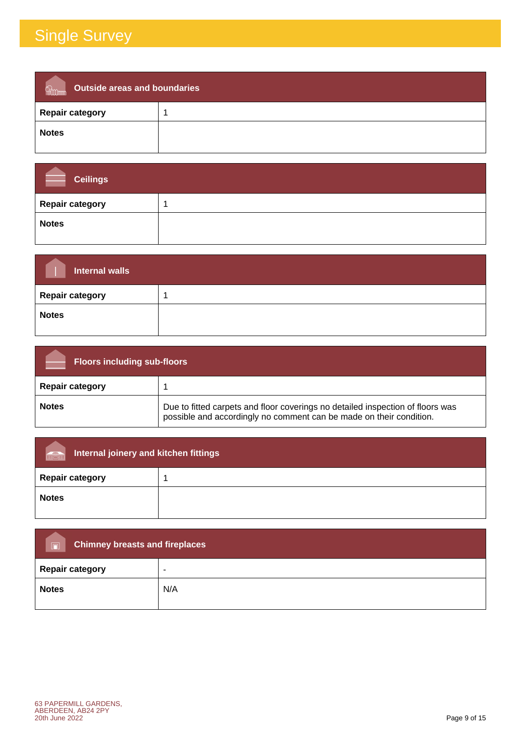# Single Survey

| Outside areas and boundaries | |
|---|---|
| **Repair category** | 1 |
| **Notes** | |

| Ceilings | |
|---|---|
| **Repair category** | 1 |
| **Notes** | |

| Internal walls | |
|---|---|
| **Repair category** | 1 |
| **Notes** | |

| Floors including sub-floors | |
|---|---|
| **Repair category** | 1 |
| **Notes** | Due to fitted carpets and floor coverings no detailed inspection of floors was possible and accordingly no comment can be made on their condition. |

| Internal joinery and kitchen fittings | |
|---|---|
| **Repair category** | 1 |
| **Notes** | |

| Chimney breasts and fireplaces | |
|---|---|
| **Repair category** | - |
| **Notes** | N/A |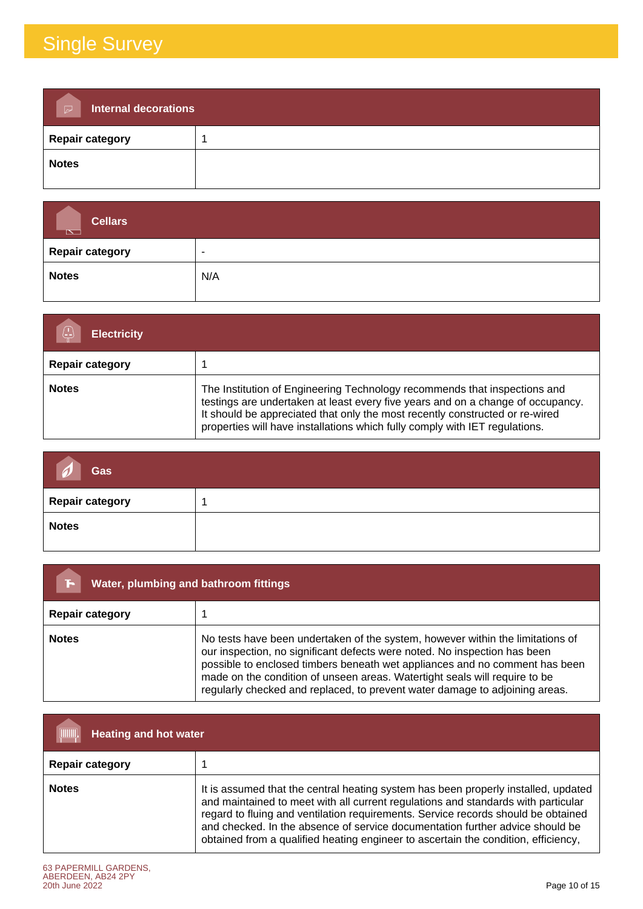# Single Survey

| Internal decorations | |
|---|---|
| **Repair category** | 1 |
| **Notes** | |

| Cellars | |
|---|---|
| **Repair category** | - |
| **Notes** | N/A |

| Electricity | |
|---|---|
| **Repair category** | 1 |
| **Notes** | The Institution of Engineering Technology recommends that inspections and testings are undertaken at least every five years and on a change of occupancy. It should be appreciated that only the most recently constructed or re-wired properties will have installations which fully comply with IET regulations. |

| Gas | |
|---|---|
| **Repair category** | 1 |
| **Notes** | |

| Water, plumbing and bathroom fittings | |
|---|---|
| **Repair category** | 1 |
| **Notes** | No tests have been undertaken of the system, however within the limitations of our inspection, no significant defects were noted. No inspection has been possible to enclosed timbers beneath wet appliances and no comment has been made on the condition of unseen areas. Watertight seals will require to be regularly checked and replaced, to prevent water damage to adjoining areas. |

| Heating and hot water | |
|---|---|
| **Repair category** | 1 |
| **Notes** | It is assumed that the central heating system has been properly installed, updated and maintained to meet with all current regulations and standards with particular regard to fluing and ventilation requirements. Service records should be obtained and checked. In the absence of service documentation further advice should be obtained from a qualified heating engineer to ascertain the condition, efficiency, |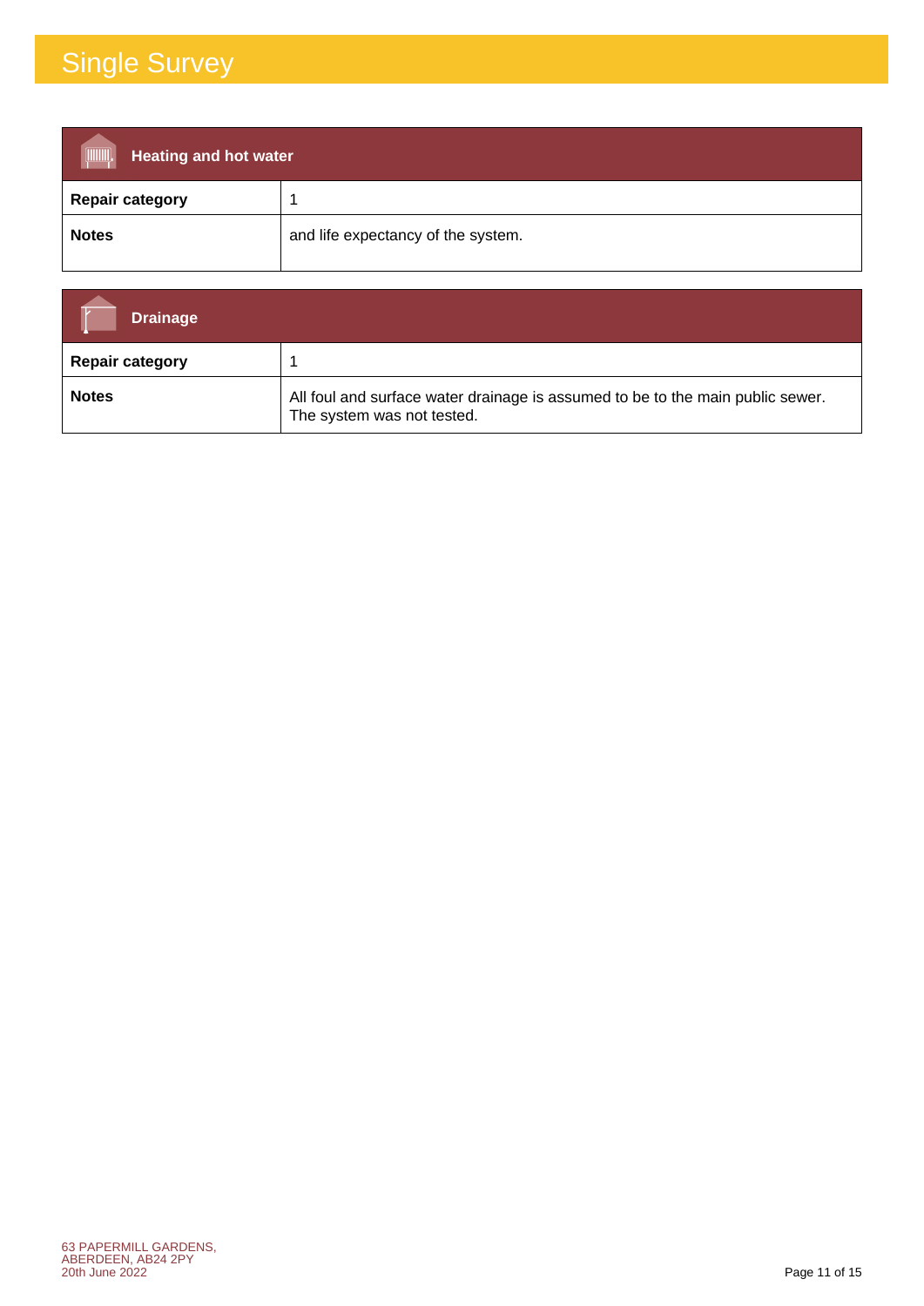## Heating and hot water

| Repair category | 1 |
| --- | --- |
| Notes | and life expectancy of the system. |

## Drainage

| Repair category | 1 |
| --- | --- |
| Notes | All foul and surface water drainage is assumed to be to the main public sewer. The system was not tested. |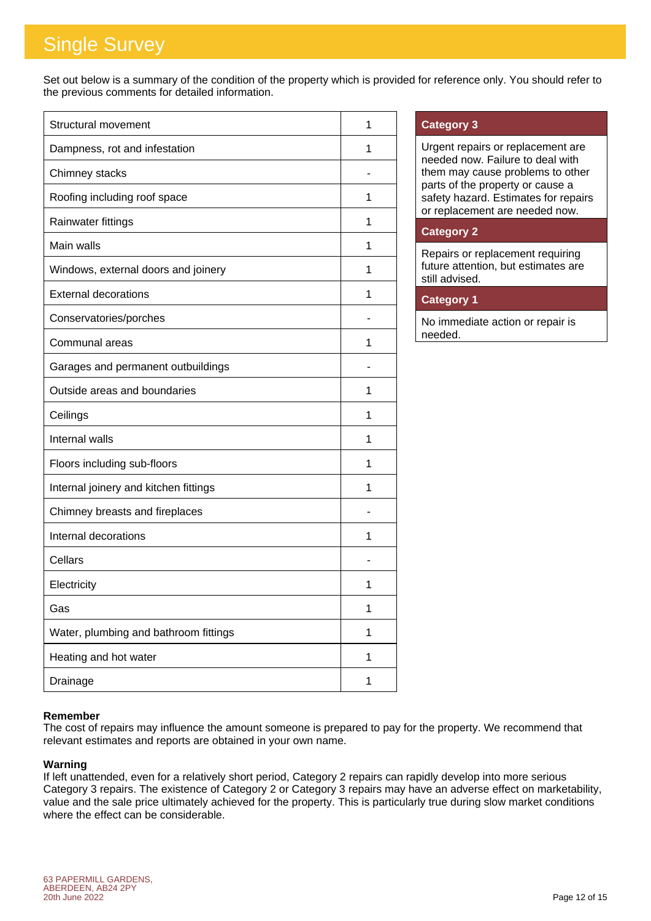# Single Survey

Set out below is a summary of the condition of the property which is provided for reference only. You should refer to the previous comments for detailed information.

| | |
|---|---|
| Structural movement | 1 |
| Dampness, rot and infestation | 1 |
| Chimney stacks | - |
| Roofing including roof space | 1 |
| Rainwater fittings | 1 |
| Main walls | 1 |
| Windows, external doors and joinery | 1 |
| External decorations | 1 |
| Conservatories/porches | - |
| Communal areas | 1 |
| Garages and permanent outbuildings | - |
| Outside areas and boundaries | 1 |
| Ceilings | 1 |
| Internal walls | 1 |
| Floors including sub-floors | 1 |
| Internal joinery and kitchen fittings | 1 |
| Chimney breasts and fireplaces | - |
| Internal decorations | 1 |
| Cellars | - |
| Electricity | 1 |
| Gas | 1 |
| Water, plumbing and bathroom fittings | 1 |
| Heating and hot water | 1 |
| Drainage | 1 |

| Category 3 |
|---|
| Urgent repairs or replacement are needed now. Failure to deal with them may cause problems to other parts of the property or cause a safety hazard. Estimates for repairs or replacement are needed now. |
| **Category 2** |
| Repairs or replacement requiring future attention, but estimates are still advised. |
| **Category 1** |
| No immediate action or repair is needed. |

**Remember**
The cost of repairs may influence the amount someone is prepared to pay for the property. We recommend that relevant estimates and reports are obtained in your own name.

**Warning**
If left unattended, even for a relatively short period, Category 2 repairs can rapidly develop into more serious Category 3 repairs. The existence of Category 2 or Category 3 repairs may have an adverse effect on marketability, value and the sale price ultimately achieved for the property. This is particularly true during slow market conditions where the effect can be considerable.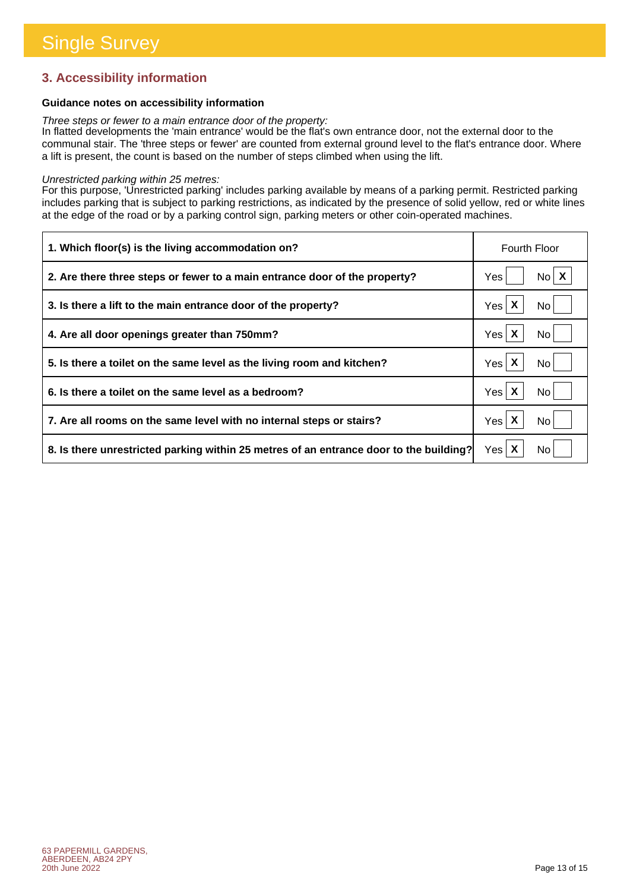# Single Survey

## 3. Accessibility information

**Guidance notes on accessibility information**

*Three steps or fewer to a main entrance door of the property:*
In flatted developments the 'main entrance' would be the flat's own entrance door, not the external door to the communal stair. The 'three steps or fewer' are counted from external ground level to the flat's entrance door. Where a lift is present, the count is based on the number of steps climbed when using the lift.

*Unrestricted parking within 25 metres:*
For this purpose, 'Unrestricted parking' includes parking available by means of a parking permit. Restricted parking includes parking that is subject to parking restrictions, as indicated by the presence of solid yellow, red or white lines at the edge of the road or by a parking control sign, parking meters or other coin-operated machines.

| Question | Answer |
|---|---|
| **1. Which floor(s) is the living accommodation on?** | Fourth Floor |
| **2. Are there three steps or fewer to a main entrance door of the property?** | No |
| **3. Is there a lift to the main entrance door of the property?** | Yes |
| **4. Are all door openings greater than 750mm?** | Yes |
| **5. Is there a toilet on the same level as the living room and kitchen?** | Yes |
| **6. Is there a toilet on the same level as a bedroom?** | Yes |
| **7. Are all rooms on the same level with no internal steps or stairs?** | Yes |
| **8. Is there unrestricted parking within 25 metres of an entrance door to the building?** | Yes |

63 PAPERMILL GARDENS,
ABERDEEN, AB24 2PY
20th June 2022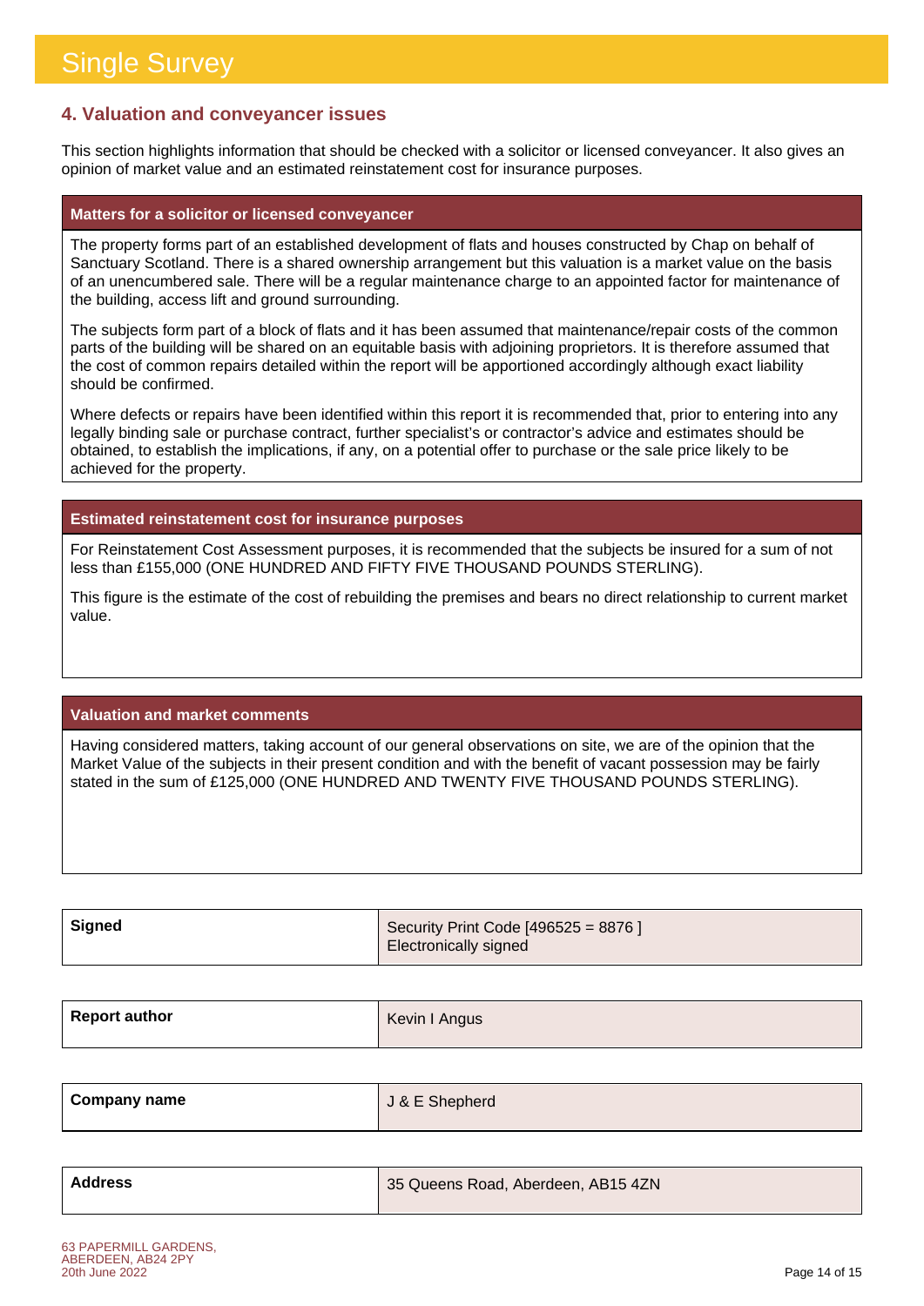## 4. Valuation and conveyancer issues

This section highlights information that should be checked with a solicitor or licensed conveyancer. It also gives an opinion of market value and an estimated reinstatement cost for insurance purposes.

### Matters for a solicitor or licensed conveyancer

The property forms part of an established development of flats and houses constructed by Chap on behalf of Sanctuary Scotland. There is a shared ownership arrangement but this valuation is a market value on the basis of an unencumbered sale. There will be a regular maintenance charge to an appointed factor for maintenance of the building, access lift and ground surrounding.

The subjects form part of a block of flats and it has been assumed that maintenance/repair costs of the common parts of the building will be shared on an equitable basis with adjoining proprietors. It is therefore assumed that the cost of common repairs detailed within the report will be apportioned accordingly although exact liability should be confirmed.

Where defects or repairs have been identified within this report it is recommended that, prior to entering into any legally binding sale or purchase contract, further specialist's or contractor's advice and estimates should be obtained, to establish the implications, if any, on a potential offer to purchase or the sale price likely to be achieved for the property.

### Estimated reinstatement cost for insurance purposes

For Reinstatement Cost Assessment purposes, it is recommended that the subjects be insured for a sum of not less than £155,000 (ONE HUNDRED AND FIFTY FIVE THOUSAND POUNDS STERLING).

This figure is the estimate of the cost of rebuilding the premises and bears no direct relationship to current market value.

### Valuation and market comments

Having considered matters, taking account of our general observations on site, we are of the opinion that the Market Value of the subjects in their present condition and with the benefit of vacant possession may be fairly stated in the sum of £125,000 (ONE HUNDRED AND TWENTY FIVE THOUSAND POUNDS STERLING).

| | |
|---|---|
| **Signed** | Security Print Code [496525 = 8876 ]<br>Electronically signed |
| **Report author** | Kevin I Angus |
| **Company name** | J & E Shepherd |
| **Address** | 35 Queens Road, Aberdeen, AB15 4ZN |

63 PAPERMILL GARDENS, ABERDEEN, AB24 2PY
20th June 2022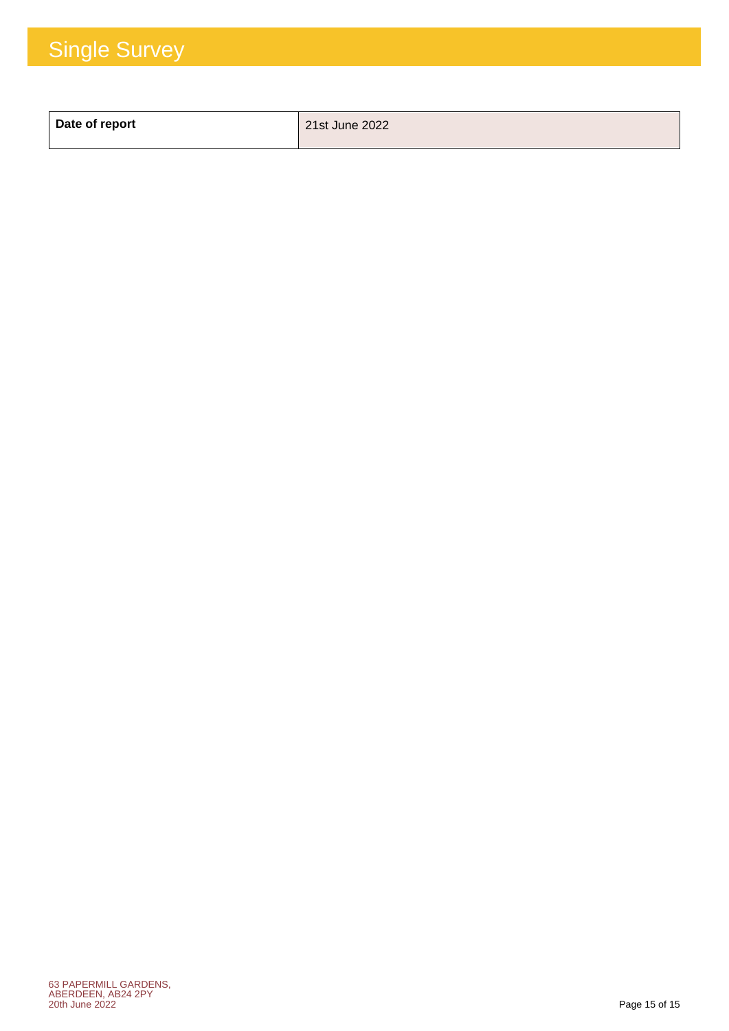# Single Survey

| Date of report | 21st June 2022 |
|---|---|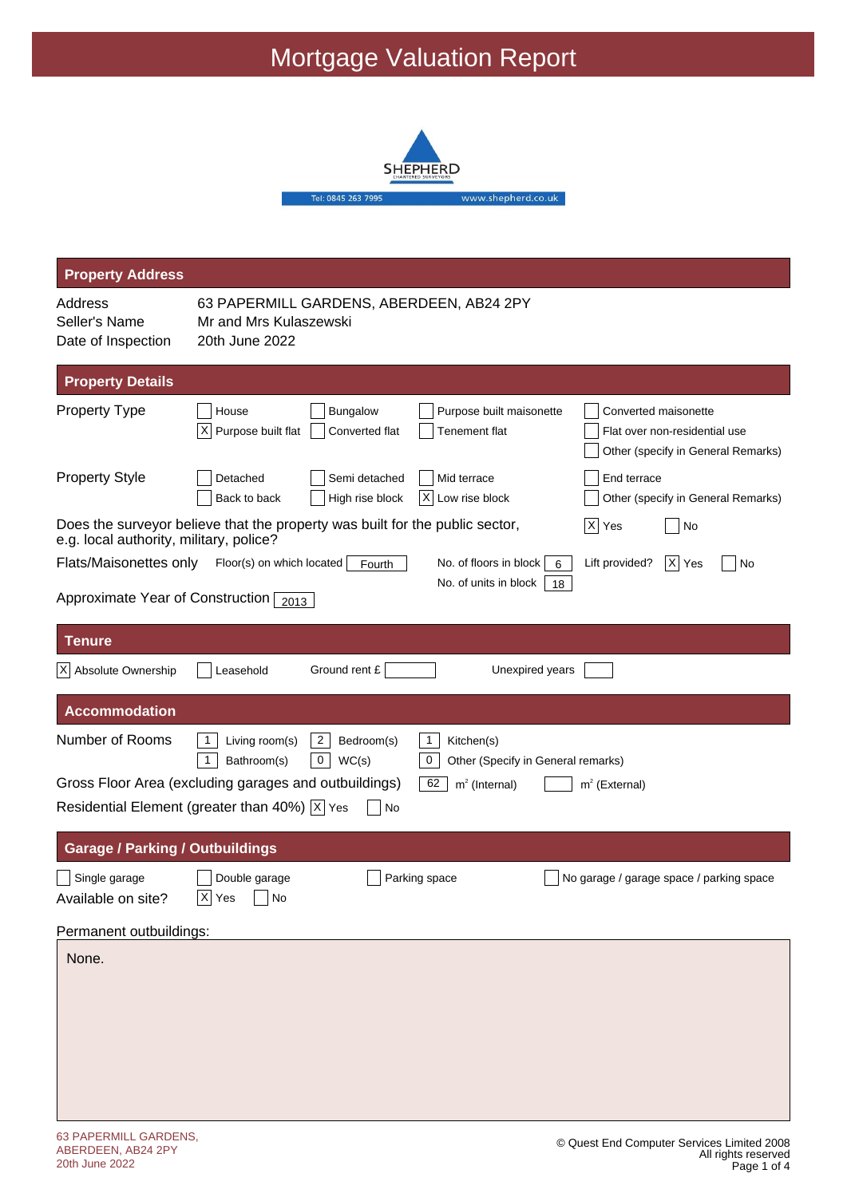# Mortgage Valuation Report

SHEPHERD
CHARTERED SURVEYORS
Tel: 0845 263 7995 www.shepherd.co.uk

## Property Address

| | |
|---|---|
| Address | 63 PAPERMILL GARDENS, ABERDEEN, AB24 2PY |
| Seller's Name | Mr and Mrs Kulaszewski |
| Date of Inspection | 20th June 2022 |

## Property Details

**Property Type**

- [ ] House
- [ ] Bungalow
- [ ] Purpose built maisonette
- [ ] Converted maisonette
- [X] Purpose built flat
- [ ] Converted flat
- [ ] Tenement flat
- [ ] Flat over non-residential use
- [ ] Other (specify in General Remarks)

**Property Style**

- [ ] Detached
- [ ] Semi detached
- [ ] Mid terrace
- [ ] End terrace
- [ ] Back to back
- [ ] High rise block
- [X] Low rise block
- [ ] Other (specify in General Remarks)

Does the surveyor believe that the property was built for the public sector, e.g. local authority, military, police? [X] Yes [ ] No

Flats/Maisonettes only — Floor(s) on which located: Fourth — No. of floors in block: 6 — No. of units in block: 18 — Lift provided? [X] Yes [ ] No

Approximate Year of Construction: 2013

## Tenure

[X] Absolute Ownership [ ] Leasehold Ground rent £ ___ Unexpired years ___

## Accommodation

**Number of Rooms**

| | | |
|---|---|---|
| 1 Living room(s) | 2 Bedroom(s) | 1 Kitchen(s) |
| 1 Bathroom(s) | 0 WC(s) | 0 Other (Specify in General remarks) |

Gross Floor Area (excluding garages and outbuildings): 62 m² (Internal) ___ m² (External)

Residential Element (greater than 40%) [X] Yes [ ] No

## Garage / Parking / Outbuildings

[ ] Single garage [ ] Double garage [ ] Parking space [ ] No garage / garage space / parking space

Available on site? [X] Yes [ ] No

Permanent outbuildings:

None.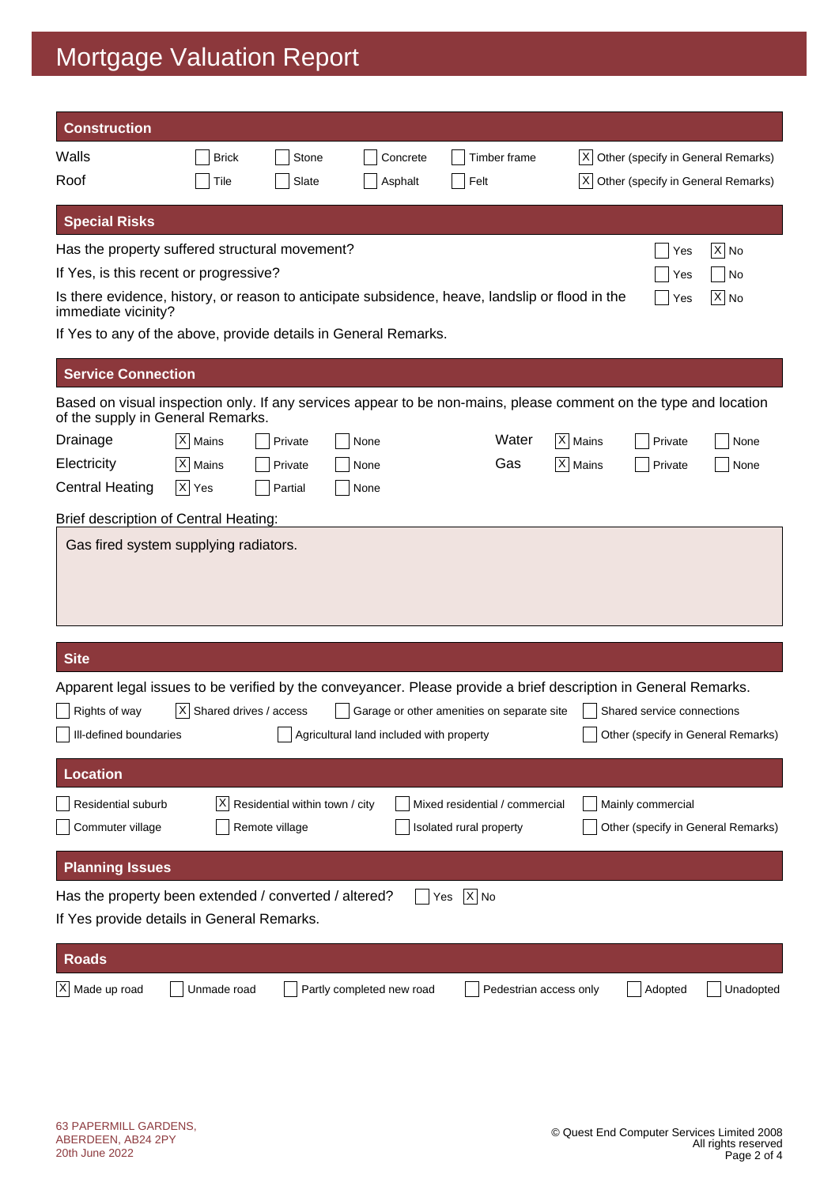# Mortgage Valuation Report

## Construction

| | | | | | |
|---|---|---|---|---|---|
| Walls | [ ] Brick | [ ] Stone | [ ] Concrete | [ ] Timber frame | [X] Other (specify in General Remarks) |
| Roof | [ ] Tile | [ ] Slate | [ ] Asphalt | [ ] Felt | [X] Other (specify in General Remarks) |

## Special Risks

Has the property suffered structural movement? [ ] Yes [X] No

If Yes, is this recent or progressive? [ ] Yes [ ] No

Is there evidence, history, or reason to anticipate subsidence, heave, landslip or flood in the immediate vicinity? [ ] Yes [X] No

If Yes to any of the above, provide details in General Remarks.

## Service Connection

Based on visual inspection only. If any services appear to be non-mains, please comment on the type and location of the supply in General Remarks.

| | | | | | | | |
|---|---|---|---|---|---|---|---|
| Drainage | [X] Mains | [ ] Private | [ ] None | Water | [X] Mains | [ ] Private | [ ] None |
| Electricity | [X] Mains | [ ] Private | [ ] None | Gas | [X] Mains | [ ] Private | [ ] None |
| Central Heating | [X] Yes | [ ] Partial | [ ] None | | | | |

Brief description of Central Heating:

Gas fired system supplying radiators.

## Site

Apparent legal issues to be verified by the conveyancer. Please provide a brief description in General Remarks.

[ ] Rights of way [X] Shared drives / access [ ] Garage or other amenities on separate site [ ] Shared service connections

[ ] Ill-defined boundaries [ ] Agricultural land included with property [ ] Other (specify in General Remarks)

## Location

[ ] Residential suburb [X] Residential within town / city [ ] Mixed residential / commercial [ ] Mainly commercial

[ ] Commuter village [ ] Remote village [ ] Isolated rural property [ ] Other (specify in General Remarks)

## Planning Issues

Has the property been extended / converted / altered? [ ] Yes [X] No

If Yes provide details in General Remarks.

## Roads

[X] Made up road [ ] Unmade road [ ] Partly completed new road [ ] Pedestrian access only [ ] Adopted [ ] Unadopted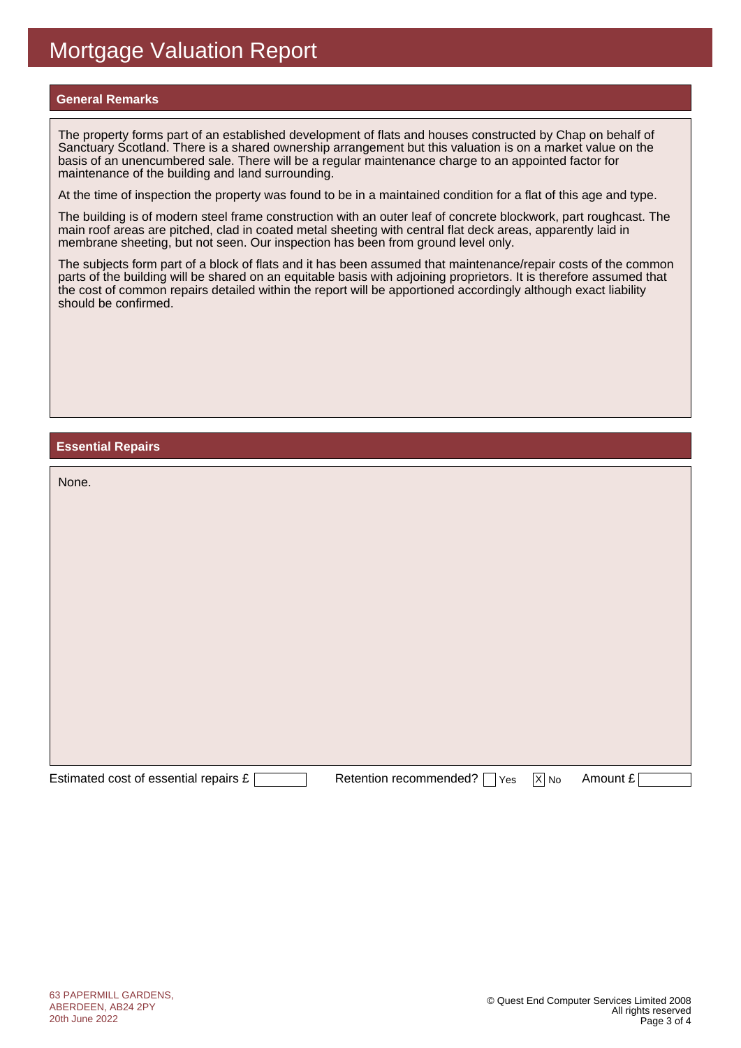# Mortgage Valuation Report

## General Remarks

The property forms part of an established development of flats and houses constructed by Chap on behalf of Sanctuary Scotland. There is a shared ownership arrangement but this valuation is on a market value on the basis of an unencumbered sale. There will be a regular maintenance charge to an appointed factor for maintenance of the building and land surrounding.

At the time of inspection the property was found to be in a maintained condition for a flat of this age and type.

The building is of modern steel frame construction with an outer leaf of concrete blockwork, part roughcast. The main roof areas are pitched, clad in coated metal sheeting with central flat deck areas, apparently laid in membrane sheeting, but not seen. Our inspection has been from ground level only.

The subjects form part of a block of flats and it has been assumed that maintenance/repair costs of the common parts of the building will be shared on an equitable basis with adjoining proprietors. It is therefore assumed that the cost of common repairs detailed within the report will be apportioned accordingly although exact liability should be confirmed.

## Essential Repairs

None.

Estimated cost of essential repairs £ 

Retention recommended? [ ] Yes [X] No

Amount £ 

63 PAPERMILL GARDENS, ABERDEEN, AB24 2PY
20th June 2022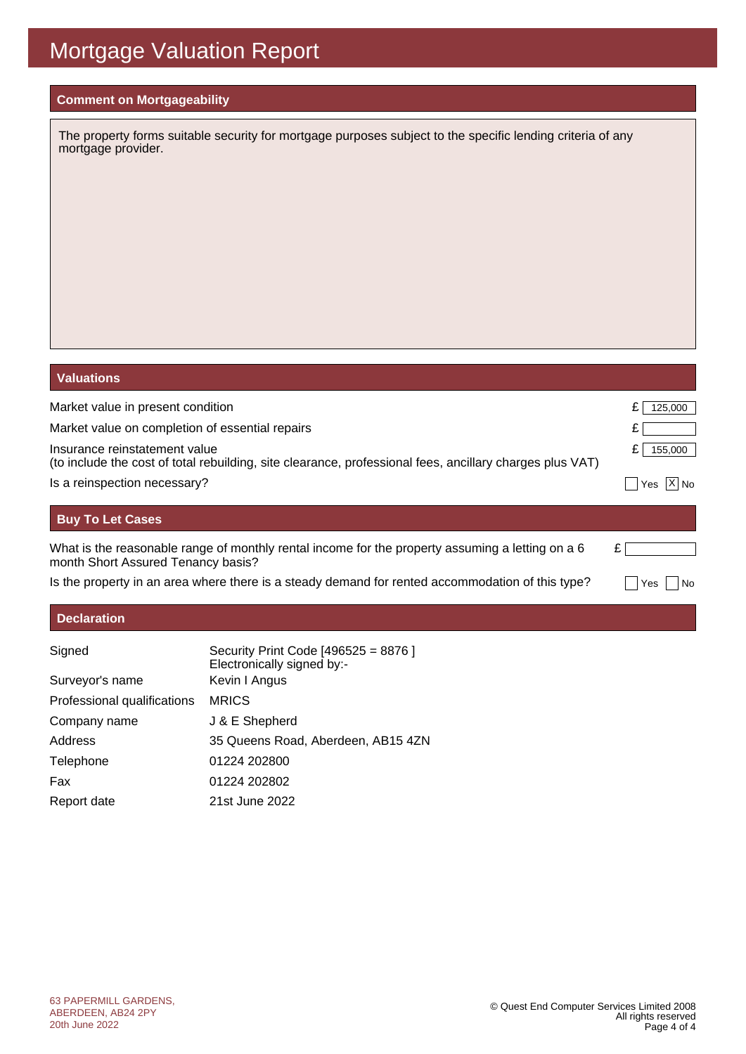# Mortgage Valuation Report

## Comment on Mortgageability

The property forms suitable security for mortgage purposes subject to the specific lending criteria of any mortgage provider.

## Valuations

| | |
|---|---|
| Market value in present condition | £ 125,000 |
| Market value on completion of essential repairs | £ |
| Insurance reinstatement value<br>(to include the cost of total rebuilding, site clearance, professional fees, ancillary charges plus VAT) | £ 155,000 |
| Is a reinspection necessary? | [ ] Yes [X] No |

## Buy To Let Cases

| | |
|---|---|
| What is the reasonable range of monthly rental income for the property assuming a letting on a 6 month Short Assured Tenancy basis? | £ |
| Is the property in an area where there is a steady demand for rented accommodation of this type? | [ ] Yes [ ] No |

## Declaration

| | |
|---|---|
| Signed | Security Print Code [496525 = 8876 ]<br>Electronically signed by:- |
| Surveyor's name | Kevin I Angus |
| Professional qualifications | MRICS |
| Company name | J & E Shepherd |
| Address | 35 Queens Road, Aberdeen, AB15 4ZN |
| Telephone | 01224 202800 |
| Fax | 01224 202802 |
| Report date | 21st June 2022 |